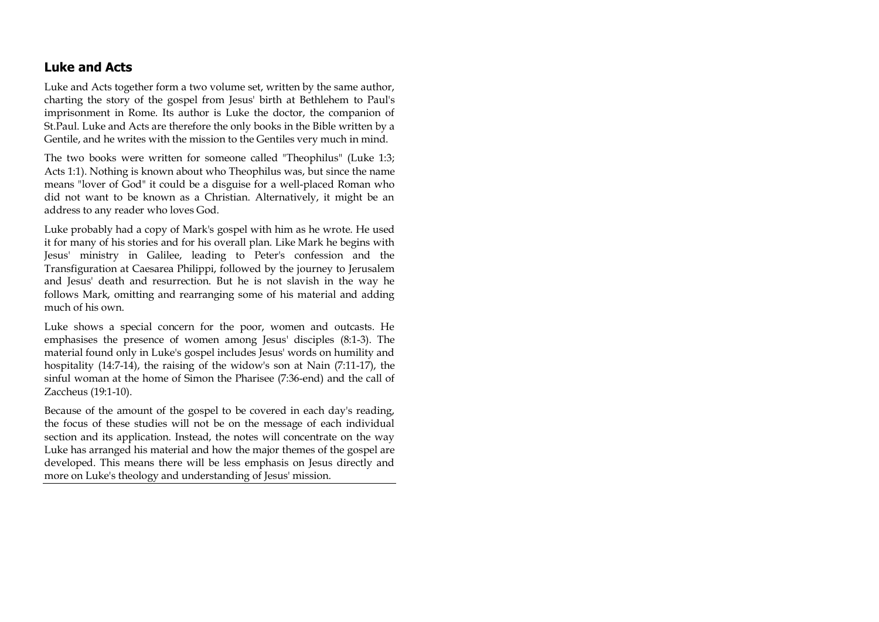## Luke and Acts

Luke and Acts together form a two volume set, written by the same author, charting the story of the gospel from Jesus' birth at Bethlehem to Paul's imprisonment in Rome. Its author is Luke the doctor, the companion of St.Paul. Luke and Acts are therefore the only books in the Bible written by a Gentile, and he writes with the mission to the Gentiles very much in mind.

The two books were written for someone called "Theophilus" (Luke 1:3; Acts 1:1). Nothing is known about who Theophilus was, but since the name means "lover of God" it could be a disguise for a well-placed Roman who did not want to be known as a Christian. Alternatively, it might be an address to any reader who loves God.

Luke probably had a copy of Mark's gospel with him as he wrote. He used it for many of his stories and for his overall plan. Like Mark he begins with Jesus' ministry in Galilee, leading to Peter's confession and the Transfiguration at Caesarea Philippi, followed by the journey to Jerusalem and Jesus' death and resurrection. But he is not slavish in the way he follows Mark, omitting and rearranging some of his material and adding much of his own.

Luke shows a special concern for the poor, women and outcasts. He emphasises the presence of women among Jesus' disciples (8:1-3). The material found only in Luke's gospel includes Jesus' words on humility and hospitality (14:7-14), the raising of the widow's son at Nain (7:11-17), the sinful woman at the home of Simon the Pharisee (7:36-end) and the call of Zaccheus (19:1-10).

Because of the amount of the gospel to be covered in each day's reading, the focus of these studies will not be on the message of each individual section and its application. Instead, the notes will concentrate on the way Luke has arranged his material and how the major themes of the gospel are developed. This means there will be less emphasis on Jesus directly and more on Luke's theology and understanding of Jesus' mission.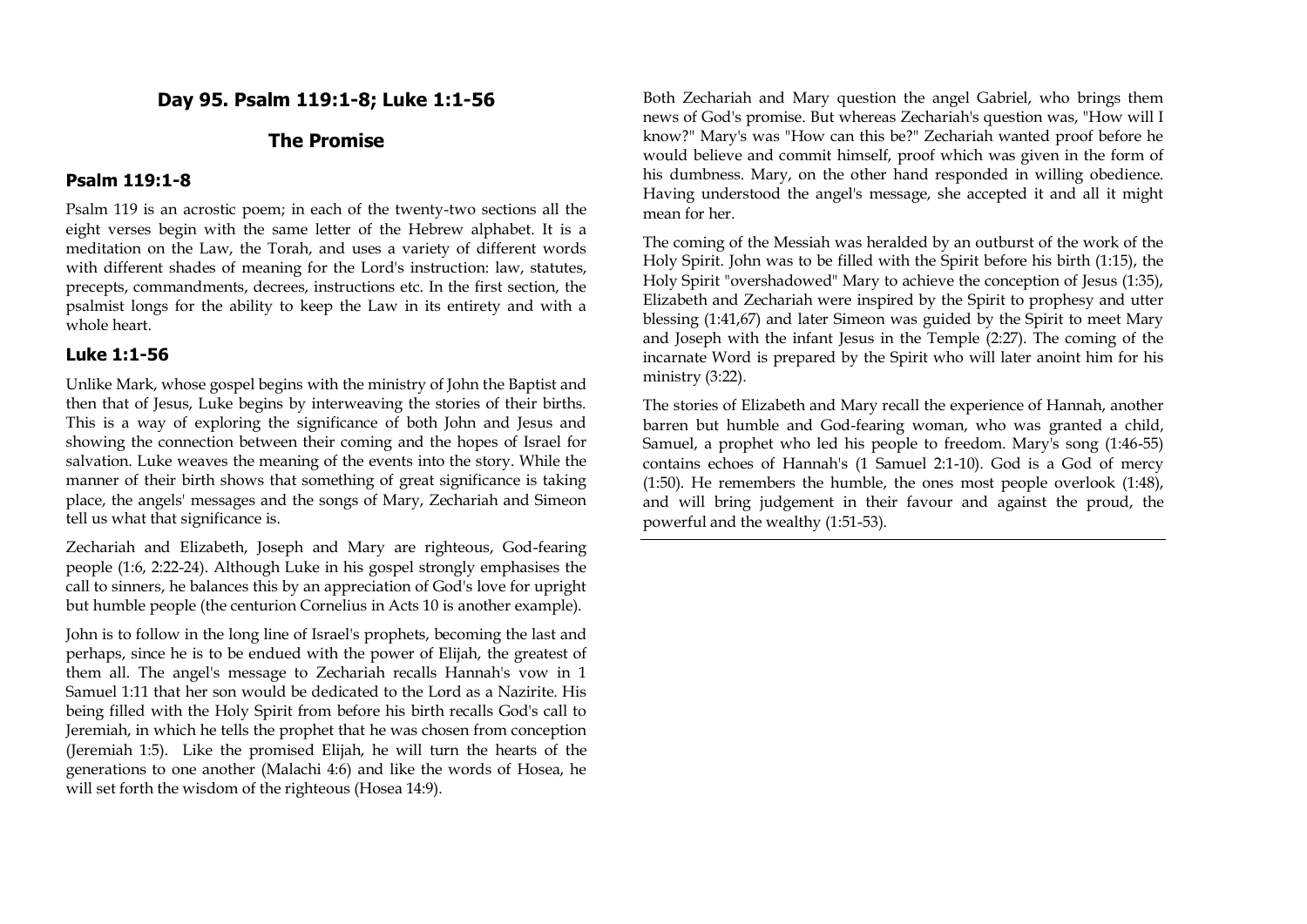## Day 95. Psalm 119:1-8; Luke 1:1-56

## The Promise

### Psalm 119:1-8

Psalm 119 is an acrostic poem; in each of the twenty-two sections all the eight verses begin with the same letter of the Hebrew alphabet. It is a meditation on the Law, the Torah, and uses a variety of different words with different shades of meaning for the Lord's instruction: law, statutes, precepts, commandments, decrees, instructions etc. In the first section, the psalmist longs for the ability to keep the Law in its entirety and with a whole heart.

### Luke 1:1-56

Unlike Mark, whose gospel begins with the ministry of John the Baptist and then that of Jesus, Luke begins by interweaving the stories of their births. This is a way of exploring the significance of both John and Jesus and showing the connection between their coming and the hopes of Israel for salvation. Luke weaves the meaning of the events into the story. While the manner of their birth shows that something of great significance is taking place, the angels' messages and the songs of Mary, Zechariah and Simeon tell us what that significance is.

Zechariah and Elizabeth, Joseph and Mary are righteous, God-fearing people (1:6, 2:22-24). Although Luke in his gospel strongly emphasises the call to sinners, he balances this by an appreciation of God's love for upright but humble people (the centurion Cornelius in Acts 10 is another example).

John is to follow in the long line of Israel's prophets, becoming the last and perhaps, since he is to be endued with the power of Elijah, the greatest of them all. The angel's message to Zechariah recalls Hannah's vow in 1 Samuel 1:11 that her son would be dedicated to the Lord as a Nazirite. His being filled with the Holy Spirit from before his birth recalls God's call to Jeremiah, in which he tells the prophet that he was chosen from conception (Jeremiah 1:5). Like the promised Elijah, he will turn the hearts of the generations to one another (Malachi 4:6) and like the words of Hosea, he will set forth the wisdom of the righteous (Hosea 14:9).

Both Zechariah and Mary question the angel Gabriel, who brings them news of God's promise. But whereas Zechariah's question was, "How will I know?" Mary's was "How can this be?" Zechariah wanted proof before he would believe and commit himself, proof which was given in the form of his dumbness. Mary, on the other hand responded in willing obedience. Having understood the angel's message, she accepted it and all it might mean for her.

The coming of the Messiah was heralded by an outburst of the work of the Holy Spirit. John was to be filled with the Spirit before his birth (1:15), the Holy Spirit "overshadowed" Mary to achieve the conception of Jesus (1:35), Elizabeth and Zechariah were inspired by the Spirit to prophesy and utter blessing (1:41,67) and later Simeon was guided by the Spirit to meet Mary and Joseph with the infant Jesus in the Temple (2:27). The coming of the incarnate Word is prepared by the Spirit who will later anoint him for his ministry (3:22).

The stories of Elizabeth and Mary recall the experience of Hannah, another barren but humble and God-fearing woman, who was granted a child, Samuel, a prophet who led his people to freedom. Mary's song (1:46-55) contains echoes of Hannah's (1 Samuel 2:1-10). God is a God of mercy (1:50). He remembers the humble, the ones most people overlook (1:48), and will bring judgement in their favour and against the proud, the powerful and the wealthy (1:51-53).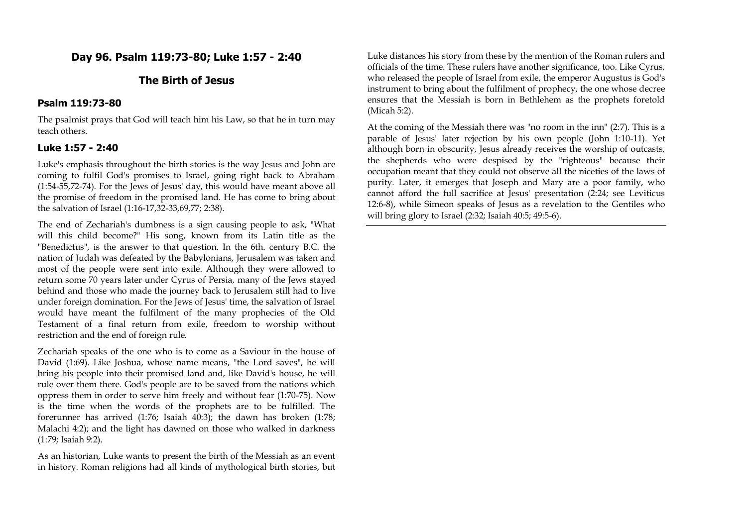## Day 96. Psalm 119:73-80; Luke 1:57 - 2:40

## The Birth of Jesus

### Psalm 119:73-80

The psalmist prays that God will teach him his Law, so that he in turn may teach others.

### Luke 1:57 - 2:40

Luke's emphasis throughout the birth stories is the way Jesus and John are coming to fulfil God's promises to Israel, going right back to Abraham (1:54-55,72-74). For the Jews of Jesus' day, this would have meant above all the promise of freedom in the promised land. He has come to bring about the salvation of Israel (1:16-17,32-33,69,77; 2:38).

The end of Zechariah's dumbness is a sign causing people to ask, "What will this child become?" His song, known from its Latin title as the "Benedictus", is the answer to that question. In the 6th. century B.C. the nation of Judah was defeated by the Babylonians, Jerusalem was taken and most of the people were sent into exile. Although they were allowed to return some 70 years later under Cyrus of Persia, many of the Jews stayed behind and those who made the journey back to Jerusalem still had to live under foreign domination. For the Jews of Jesus' time, the salvation of Israel would have meant the fulfilment of the many prophecies of the Old Testament of a final return from exile, freedom to worship without restriction and the end of foreign rule.

Zechariah speaks of the one who is to come as a Saviour in the house of David (1:69). Like Joshua, whose name means, "the Lord saves", he will bring his people into their promised land and, like David's house, he will rule over them there. God's people are to be saved from the nations which oppress them in order to serve him freely and without fear (1:70-75). Now is the time when the words of the prophets are to be fulfilled. The forerunner has arrived (1:76; Isaiah 40:3); the dawn has broken (1:78; Malachi 4:2); and the light has dawned on those who walked in darkness (1:79; Isaiah 9:2).

As an historian, Luke wants to present the birth of the Messiah as an event in history. Roman religions had all kinds of mythological birth stories, but Luke distances his story from these by the mention of the Roman rulers and officials of the time. These rulers have another significance, too. Like Cyrus, who released the people of Israel from exile, the emperor Augustus is God's instrument to bring about the fulfilment of prophecy, the one whose decree ensures that the Messiah is born in Bethlehem as the prophets foretold (Micah 5:2).

At the coming of the Messiah there was "no room in the inn" (2:7). This is a parable of Jesus' later rejection by his own people (John 1:10-11). Yet although born in obscurity, Jesus already receives the worship of outcasts, the shepherds who were despised by the "righteous" because their occupation meant that they could not observe all the niceties of the laws of purity. Later, it emerges that Joseph and Mary are a poor family, who cannot afford the full sacrifice at Jesus' presentation (2:24; see Leviticus 12:6-8), while Simeon speaks of Jesus as a revelation to the Gentiles who will bring glory to Israel (2:32; Isaiah 40:5; 49:5-6).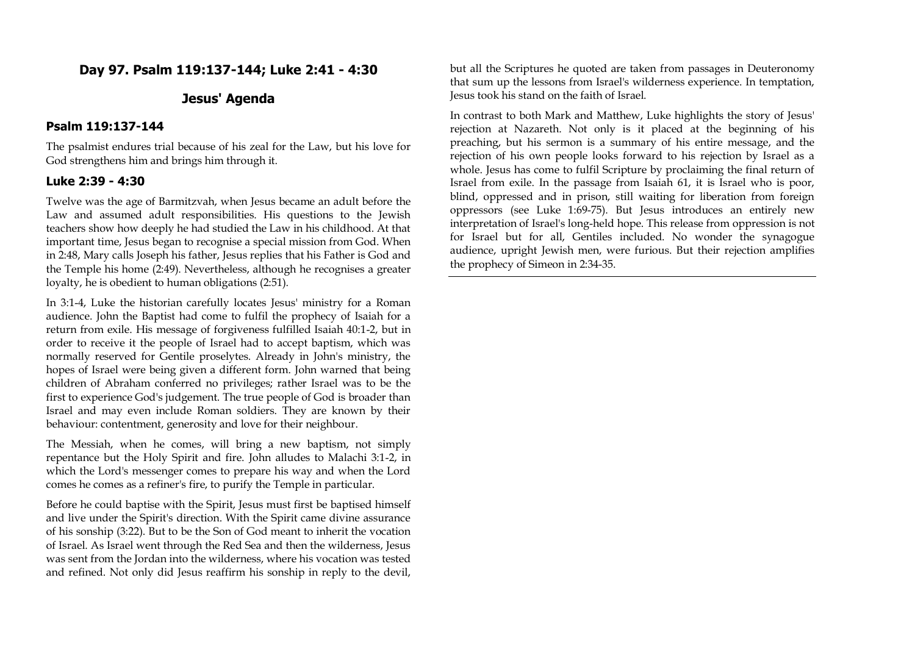## Day 97. Psalm 119:137-144; Luke 2:41 - 4:30

## Jesus' Agenda

### Psalm 119:137-144

The psalmist endures trial because of his zeal for the Law, but his love for God strengthens him and brings him through it.

### Luke 2:39 - 4:30

Twelve was the age of Barmitzvah, when Jesus became an adult before the Law and assumed adult responsibilities. His questions to the Jewish teachers show how deeply he had studied the Law in his childhood. At that important time, Jesus began to recognise a special mission from God. When in 2:48, Mary calls Joseph his father, Jesus replies that his Father is God and the Temple his home (2:49). Nevertheless, although he recognises a greater loyalty, he is obedient to human obligations (2:51).

In 3:1-4, Luke the historian carefully locates Jesus' ministry for a Roman audience. John the Baptist had come to fulfil the prophecy of Isaiah for a return from exile. His message of forgiveness fulfilled Isaiah 40:1-2, but in order to receive it the people of Israel had to accept baptism, which was normally reserved for Gentile proselytes. Already in John's ministry, the hopes of Israel were being given a different form. John warned that being children of Abraham conferred no privileges; rather Israel was to be the first to experience God's judgement. The true people of God is broader than Israel and may even include Roman soldiers. They are known by their behaviour: contentment, generosity and love for their neighbour.

The Messiah, when he comes, will bring a new baptism, not simply repentance but the Holy Spirit and fire. John alludes to Malachi 3:1-2, in which the Lord's messenger comes to prepare his way and when the Lord comes he comes as a refiner's fire, to purify the Temple in particular.

Before he could baptise with the Spirit, Jesus must first be baptised himself and live under the Spirit's direction. With the Spirit came divine assurance of his sonship (3:22). But to be the Son of God meant to inherit the vocation of Israel. As Israel went through the Red Sea and then the wilderness, Jesus was sent from the Jordan into the wilderness, where his vocation was tested and refined. Not only did Jesus reaffirm his sonship in reply to the devil, but all the Scriptures he quoted are taken from passages in Deuteronomy that sum up the lessons from Israel's wilderness experience. In temptation, Jesus took his stand on the faith of Israel.

In contrast to both Mark and Matthew, Luke highlights the story of Jesus' rejection at Nazareth. Not only is it placed at the beginning of his preaching, but his sermon is a summary of his entire message, and the rejection of his own people looks forward to his rejection by Israel as a whole. Jesus has come to fulfil Scripture by proclaiming the final return of Israel from exile. In the passage from Isaiah 61, it is Israel who is poor, blind, oppressed and in prison, still waiting for liberation from foreign oppressors (see Luke 1:69-75). But Jesus introduces an entirely new interpretation of Israel's long-held hope. This release from oppression is not for Israel but for all, Gentiles included. No wonder the synagogue audience, upright Jewish men, were furious. But their rejection amplifies the prophecy of Simeon in 2:34-35.

---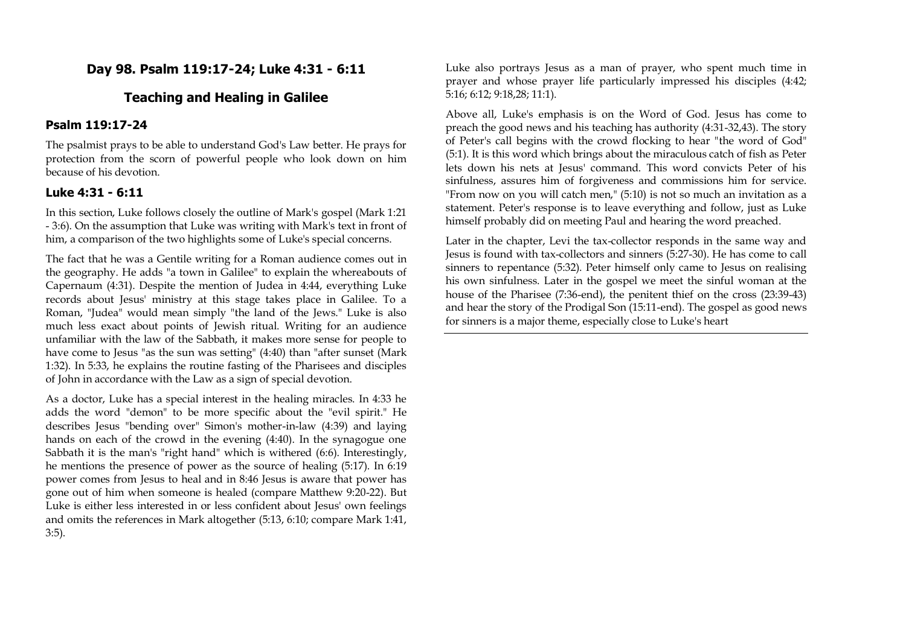## Day 98. Psalm 119:17-24; Luke 4:31 - 6:11

## Teaching and Healing in Galilee

### Psalm 119:17-24

The psalmist prays to be able to understand God's Law better. He prays for protection from the scorn of powerful people who look down on him because of his devotion.

### Luke 4:31 - 6:11

In this section, Luke follows closely the outline of Mark's gospel (Mark 1:21 - 3:6). On the assumption that Luke was writing with Mark's text in front of him, a comparison of the two highlights some of Luke's special concerns.

The fact that he was a Gentile writing for a Roman audience comes out in the geography. He adds "a town in Galilee" to explain the whereabouts of Capernaum (4:31). Despite the mention of Judea in 4:44, everything Luke records about Jesus' ministry at this stage takes place in Galilee. To a Roman, "Judea" would mean simply "the land of the Jews." Luke is also much less exact about points of Jewish ritual. Writing for an audience unfamiliar with the law of the Sabbath, it makes more sense for people to have come to Jesus "as the sun was setting" (4:40) than "after sunset (Mark 1:32). In 5:33, he explains the routine fasting of the Pharisees and disciples of John in accordance with the Law as a sign of special devotion.

As a doctor, Luke has a special interest in the healing miracles. In 4:33 he adds the word "demon" to be more specific about the "evil spirit." He describes Jesus "bending over" Simon's mother-in-law (4:39) and laying hands on each of the crowd in the evening (4:40). In the synagogue one Sabbath it is the man's "right hand" which is withered (6:6). Interestingly, he mentions the presence of power as the source of healing (5:17). In 6:19 power comes from Jesus to heal and in 8:46 Jesus is aware that power has gone out of him when someone is healed (compare Matthew 9:20-22). But Luke is either less interested in or less confident about Jesus' own feelings and omits the references in Mark altogether (5:13, 6:10; compare Mark 1:41, 3:5).

Luke also portrays Jesus as a man of prayer, who spent much time in prayer and whose prayer life particularly impressed his disciples (4:42; 5:16; 6:12; 9:18,28; 11:1).

Above all, Luke's emphasis is on the Word of God. Jesus has come to preach the good news and his teaching has authority (4:31-32,43). The story of Peter's call begins with the crowd flocking to hear "the word of God" (5:1). It is this word which brings about the miraculous catch of fish as Peter lets down his nets at Jesus' command. This word convicts Peter of his sinfulness, assures him of forgiveness and commissions him for service. "From now on you will catch men," (5:10) is not so much an invitation as a statement. Peter's response is to leave everything and follow, just as Luke himself probably did on meeting Paul and hearing the word preached.

Later in the chapter, Levi the tax-collector responds in the same way and Jesus is found with tax-collectors and sinners (5:27-30). He has come to call sinners to repentance (5:32). Peter himself only came to Jesus on realising his own sinfulness. Later in the gospel we meet the sinful woman at the house of the Pharisee (7:36-end), the penitent thief on the cross (23:39-43) and hear the story of the Prodigal Son (15:11-end). The gospel as good news for sinners is a major theme, especially close to Luke's heart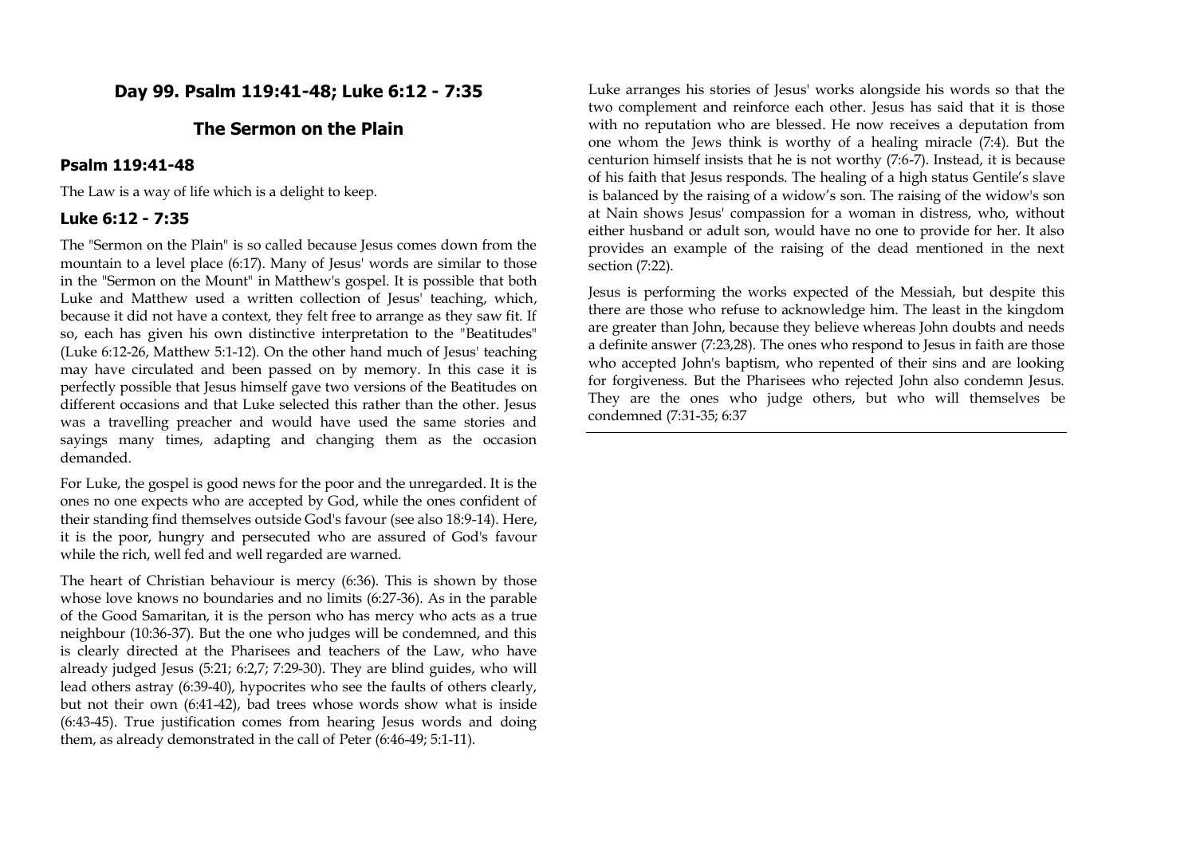## Day 99. Psalm 119:41-48; Luke 6:12 - 7:35

## The Sermon on the Plain

### Psalm 119:41-48

The Law is a way of life which is a delight to keep.

### Luke 6:12 - 7:35

The "Sermon on the Plain" is so called because Jesus comes down from the mountain to a level place (6:17). Many of Jesus' words are similar to those in the "Sermon on the Mount" in Matthew's gospel. It is possible that both Luke and Matthew used a written collection of Jesus' teaching, which, because it did not have a context, they felt free to arrange as they saw fit. If so, each has given his own distinctive interpretation to the "Beatitudes" (Luke 6:12-26, Matthew 5:1-12). On the other hand much of Jesus' teaching may have circulated and been passed on by memory. In this case it is perfectly possible that Jesus himself gave two versions of the Beatitudes on different occasions and that Luke selected this rather than the other. Jesus was a travelling preacher and would have used the same stories and sayings many times, adapting and changing them as the occasion demanded.

For Luke, the gospel is good news for the poor and the unregarded. It is the ones no one expects who are accepted by God, while the ones confident of their standing find themselves outside God's favour (see also 18:9-14). Here, it is the poor, hungry and persecuted who are assured of God's favour while the rich, well fed and well regarded are warned.

The heart of Christian behaviour is mercy (6:36). This is shown by those whose love knows no boundaries and no limits (6:27-36). As in the parable of the Good Samaritan, it is the person who has mercy who acts as a true neighbour (10:36-37). But the one who judges will be condemned, and this is clearly directed at the Pharisees and teachers of the Law, who have already judged Jesus (5:21; 6:2,7; 7:29-30). They are blind guides, who will lead others astray (6:39-40), hypocrites who see the faults of others clearly, but not their own (6:41-42), bad trees whose words show what is inside (6:43-45). True justification comes from hearing Jesus words and doing them, as already demonstrated in the call of Peter (6:46-49; 5:1-11).

Luke arranges his stories of Jesus' works alongside his words so that the two complement and reinforce each other. Jesus has said that it is those with no reputation who are blessed. He now receives a deputation from one whom the Jews think is worthy of a healing miracle (7:4). But the centurion himself insists that he is not worthy (7:6-7). Instead, it is because of his faith that Jesus responds. The healing of a high status Gentile's slave is balanced by the raising of a widow's son. The raising of the widow's son at Nain shows Jesus' compassion for a woman in distress, who, without either husband or adult son, would have no one to provide for her. It also provides an example of the raising of the dead mentioned in the next section (7:22).

Jesus is performing the works expected of the Messiah, but despite this there are those who refuse to acknowledge him. The least in the kingdom are greater than John, because they believe whereas John doubts and needs a definite answer (7:23,28). The ones who respond to Jesus in faith are those who accepted John's baptism, who repented of their sins and are looking for forgiveness. But the Pharisees who rejected John also condemn Jesus. They are the ones who judge others, but who will themselves be condemned (7:31-35; 6:37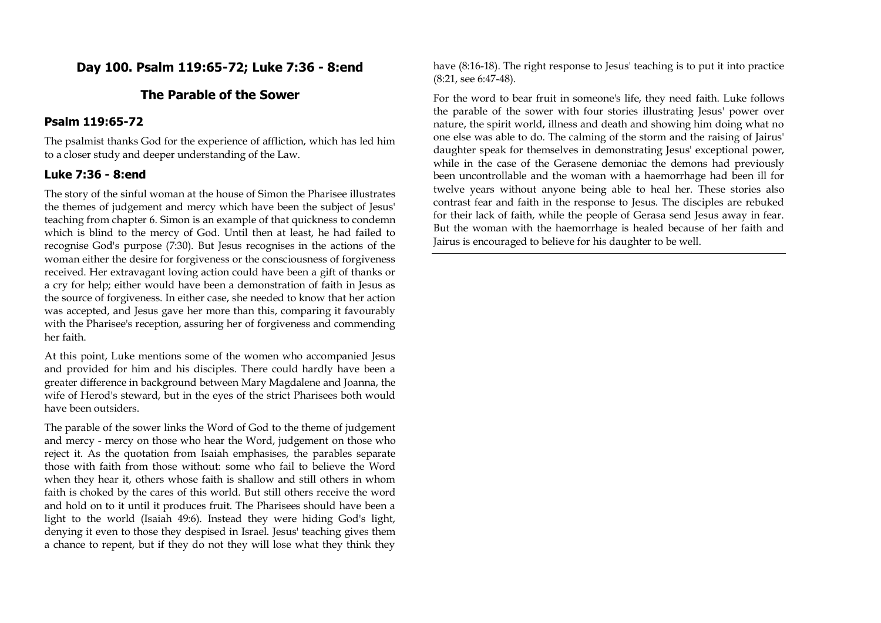## Day 100. Psalm 119:65-72; Luke 7:36 - 8:end

## The Parable of the Sower

### Psalm 119:65-72

The psalmist thanks God for the experience of affliction, which has led him to a closer study and deeper understanding of the Law.

### Luke 7:36 - 8:end

The story of the sinful woman at the house of Simon the Pharisee illustrates the themes of judgement and mercy which have been the subject of Jesus' teaching from chapter 6. Simon is an example of that quickness to condemn which is blind to the mercy of God. Until then at least, he had failed to recognise God's purpose (7:30). But Jesus recognises in the actions of the woman either the desire for forgiveness or the consciousness of forgiveness received. Her extravagant loving action could have been a gift of thanks or a cry for help; either would have been a demonstration of faith in Jesus as the source of forgiveness. In either case, she needed to know that her action was accepted, and Jesus gave her more than this, comparing it favourably with the Pharisee's reception, assuring her of forgiveness and commending her faith.

At this point, Luke mentions some of the women who accompanied Jesus and provided for him and his disciples. There could hardly have been a greater difference in background between Mary Magdalene and Joanna, the wife of Herod's steward, but in the eyes of the strict Pharisees both would have been outsiders.

The parable of the sower links the Word of God to the theme of judgement and mercy - mercy on those who hear the Word, judgement on those who reject it. As the quotation from Isaiah emphasises, the parables separate those with faith from those without: some who fail to believe the Word when they hear it, others whose faith is shallow and still others in whom faith is choked by the cares of this world. But still others receive the word and hold on to it until it produces fruit. The Pharisees should have been a light to the world (Isaiah 49:6). Instead they were hiding God's light, denying it even to those they despised in Israel. Jesus' teaching gives them a chance to repent, but if they do not they will lose what they think they have (8:16-18). The right response to Jesus' teaching is to put it into practice (8:21, see 6:47-48).

For the word to bear fruit in someone's life, they need faith. Luke follows the parable of the sower with four stories illustrating Jesus' power over nature, the spirit world, illness and death and showing him doing what no one else was able to do. The calming of the storm and the raising of Jairus' daughter speak for themselves in demonstrating Jesus' exceptional power, while in the case of the Gerasene demoniac the demons had previously been uncontrollable and the woman with a haemorrhage had been ill for twelve years without anyone being able to heal her. These stories also contrast fear and faith in the response to Jesus. The disciples are rebuked for their lack of faith, while the people of Gerasa send Jesus away in fear. But the woman with the haemorrhage is healed because of her faith and Jairus is encouraged to believe for his daughter to be well.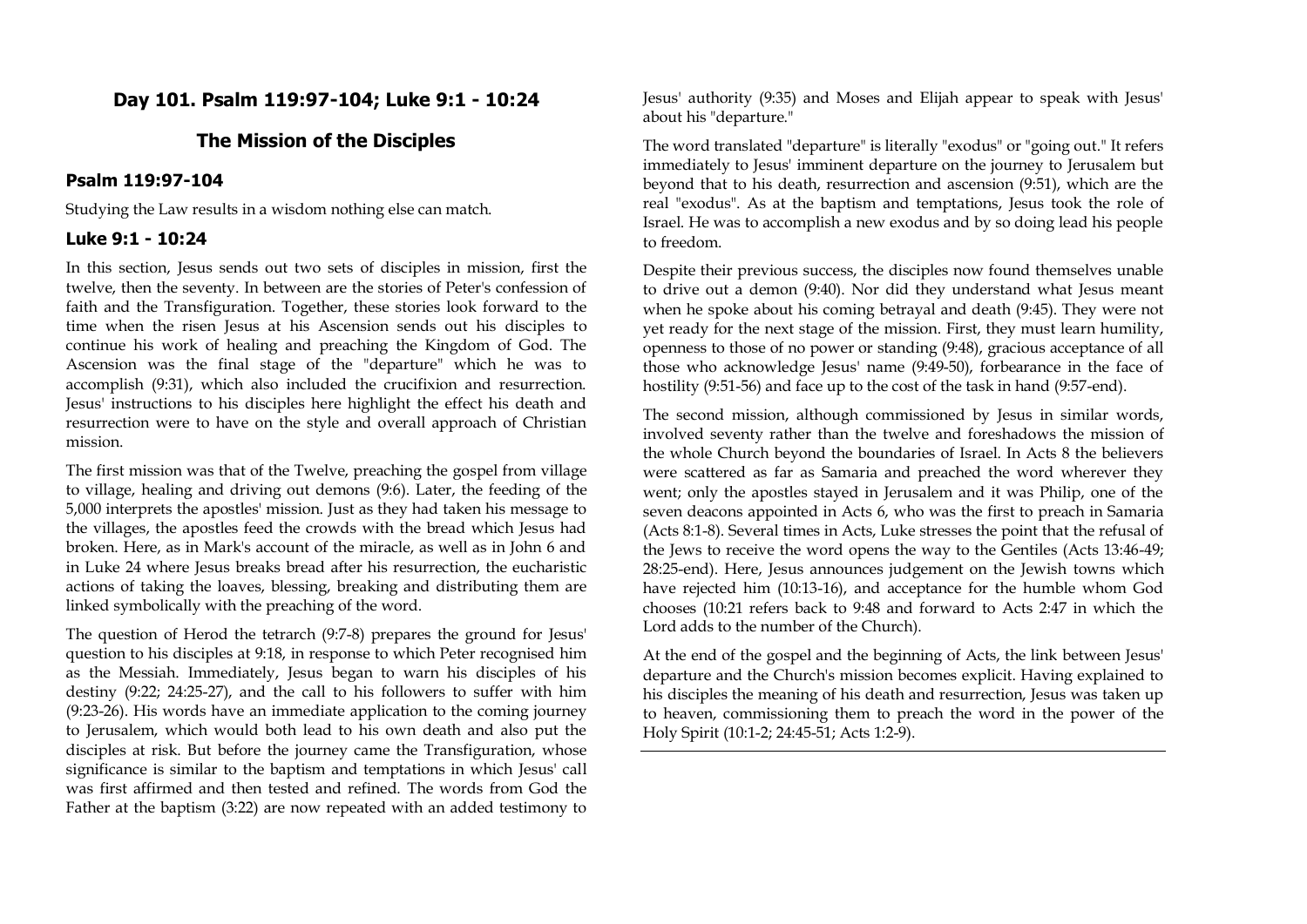## Day 101. Psalm 119:97-104; Luke 9:1 - 10:24

## The Mission of the Disciples

### Psalm 119:97-104

Studying the Law results in a wisdom nothing else can match.

### Luke 9:1 - 10:24

In this section, Jesus sends out two sets of disciples in mission, first the twelve, then the seventy. In between are the stories of Peter's confession of faith and the Transfiguration. Together, these stories look forward to the time when the risen Jesus at his Ascension sends out his disciples to continue his work of healing and preaching the Kingdom of God. The Ascension was the final stage of the "departure" which he was to accomplish (9:31), which also included the crucifixion and resurrection. Jesus' instructions to his disciples here highlight the effect his death and resurrection were to have on the style and overall approach of Christian mission.

The first mission was that of the Twelve, preaching the gospel from village to village, healing and driving out demons (9:6). Later, the feeding of the 5,000 interprets the apostles' mission. Just as they had taken his message to the villages, the apostles feed the crowds with the bread which Jesus had broken. Here, as in Mark's account of the miracle, as well as in John 6 and in Luke 24 where Jesus breaks bread after his resurrection, the eucharistic actions of taking the loaves, blessing, breaking and distributing them are linked symbolically with the preaching of the word.

The question of Herod the tetrarch (9:7-8) prepares the ground for Jesus' question to his disciples at 9:18, in response to which Peter recognised him as the Messiah. Immediately, Jesus began to warn his disciples of his destiny (9:22; 24:25-27), and the call to his followers to suffer with him (9:23-26). His words have an immediate application to the coming journey to Jerusalem, which would both lead to his own death and also put the disciples at risk. But before the journey came the Transfiguration, whose significance is similar to the baptism and temptations in which Jesus' call was first affirmed and then tested and refined. The words from God the Father at the baptism (3:22) are now repeated with an added testimony to Jesus' authority (9:35) and Moses and Elijah appear to speak with Jesus' about his "departure."

The word translated "departure" is literally "exodus" or "going out." It refers immediately to Jesus' imminent departure on the journey to Jerusalem but beyond that to his death, resurrection and ascension (9:51), which are the real "exodus". As at the baptism and temptations, Jesus took the role of Israel. He was to accomplish a new exodus and by so doing lead his people to freedom.

Despite their previous success, the disciples now found themselves unable to drive out a demon (9:40). Nor did they understand what Jesus meant when he spoke about his coming betrayal and death (9:45). They were not yet ready for the next stage of the mission. First, they must learn humility, openness to those of no power or standing (9:48), gracious acceptance of all those who acknowledge Jesus' name (9:49-50), forbearance in the face of hostility (9:51-56) and face up to the cost of the task in hand (9:57-end).

The second mission, although commissioned by Jesus in similar words, involved seventy rather than the twelve and foreshadows the mission of the whole Church beyond the boundaries of Israel. In Acts 8 the believers were scattered as far as Samaria and preached the word wherever they went; only the apostles stayed in Jerusalem and it was Philip, one of the seven deacons appointed in Acts 6, who was the first to preach in Samaria (Acts 8:1-8). Several times in Acts, Luke stresses the point that the refusal of the Jews to receive the word opens the way to the Gentiles (Acts 13:46-49; 28:25-end). Here, Jesus announces judgement on the Jewish towns which have rejected him (10:13-16), and acceptance for the humble whom God chooses (10:21 refers back to 9:48 and forward to Acts 2:47 in which the Lord adds to the number of the Church).

At the end of the gospel and the beginning of Acts, the link between Jesus' departure and the Church's mission becomes explicit. Having explained to his disciples the meaning of his death and resurrection, Jesus was taken up to heaven, commissioning them to preach the word in the power of the Holy Spirit (10:1-2; 24:45-51; Acts 1:2-9).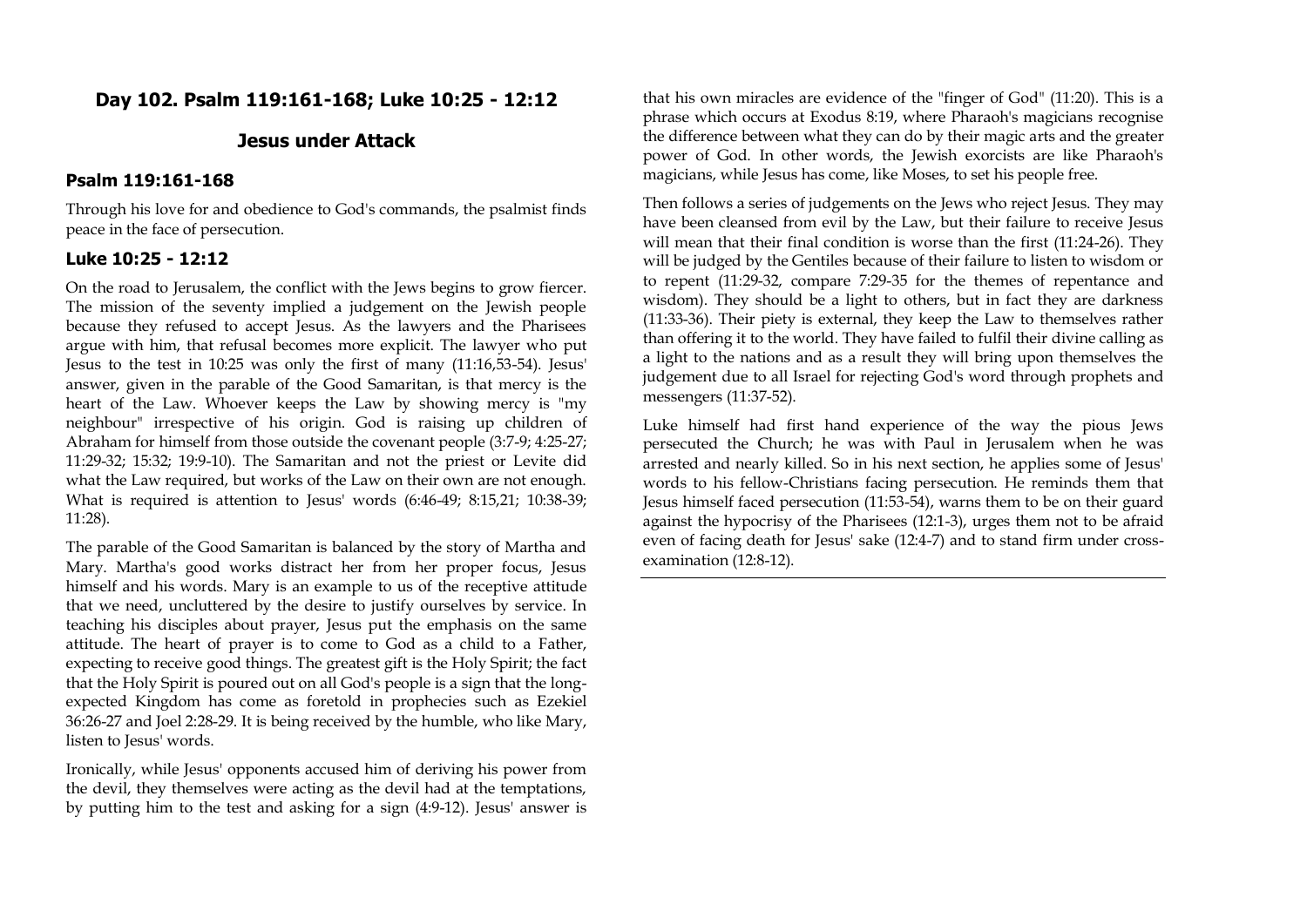## Day 102. Psalm 119:161-168; Luke 10:25 - 12:12

## Jesus under Attack

### Psalm 119:161-168

Through his love for and obedience to God's commands, the psalmist finds peace in the face of persecution.

### Luke 10:25 - 12:12

On the road to Jerusalem, the conflict with the Jews begins to grow fiercer. The mission of the seventy implied a judgement on the Jewish people because they refused to accept Jesus. As the lawyers and the Pharisees argue with him, that refusal becomes more explicit. The lawyer who put Jesus to the test in 10:25 was only the first of many (11:16,53-54). Jesus' answer, given in the parable of the Good Samaritan, is that mercy is the heart of the Law. Whoever keeps the Law by showing mercy is "my neighbour" irrespective of his origin. God is raising up children of Abraham for himself from those outside the covenant people (3:7-9; 4:25-27; 11:29-32; 15:32; 19:9-10). The Samaritan and not the priest or Levite did what the Law required, but works of the Law on their own are not enough. What is required is attention to Jesus' words (6:46-49; 8:15,21; 10:38-39; 11:28).

The parable of the Good Samaritan is balanced by the story of Martha and Mary. Martha's good works distract her from her proper focus, Jesus himself and his words. Mary is an example to us of the receptive attitude that we need, uncluttered by the desire to justify ourselves by service. In teaching his disciples about prayer, Jesus put the emphasis on the same attitude. The heart of prayer is to come to God as a child to a Father, expecting to receive good things. The greatest gift is the Holy Spirit; the fact that the Holy Spirit is poured out on all God's people is a sign that the long-expected Kingdom has come as foretold in prophecies such as Ezekiel 36:26-27 and Joel 2:28-29. It is being received by the humble, who like Mary, listen to Jesus' words.

Ironically, while Jesus' opponents accused him of deriving his power from the devil, they themselves were acting as the devil had at the temptations, by putting him to the test and asking for a sign (4:9-12). Jesus' answer is that his own miracles are evidence of the "finger of God" (11:20). This is a phrase which occurs at Exodus 8:19, where Pharaoh's magicians recognise the difference between what they can do by their magic arts and the greater power of God. In other words, the Jewish exorcists are like Pharaoh's magicians, while Jesus has come, like Moses, to set his people free.

Then follows a series of judgements on the Jews who reject Jesus. They may have been cleansed from evil by the Law, but their failure to receive Jesus will mean that their final condition is worse than the first (11:24-26). They will be judged by the Gentiles because of their failure to listen to wisdom or to repent (11:29-32, compare 7:29-35 for the themes of repentance and wisdom). They should be a light to others, but in fact they are darkness (11:33-36). Their piety is external, they keep the Law to themselves rather than offering it to the world. They have failed to fulfil their divine calling as a light to the nations and as a result they will bring upon themselves the judgement due to all Israel for rejecting God's word through prophets and messengers (11:37-52).

Luke himself had first hand experience of the way the pious Jews persecuted the Church; he was with Paul in Jerusalem when he was arrested and nearly killed. So in his next section, he applies some of Jesus' words to his fellow-Christians facing persecution. He reminds them that Jesus himself faced persecution (11:53-54), warns them to be on their guard against the hypocrisy of the Pharisees (12:1-3), urges them not to be afraid even of facing death for Jesus' sake (12:4-7) and to stand firm under cross-examination (12:8-12).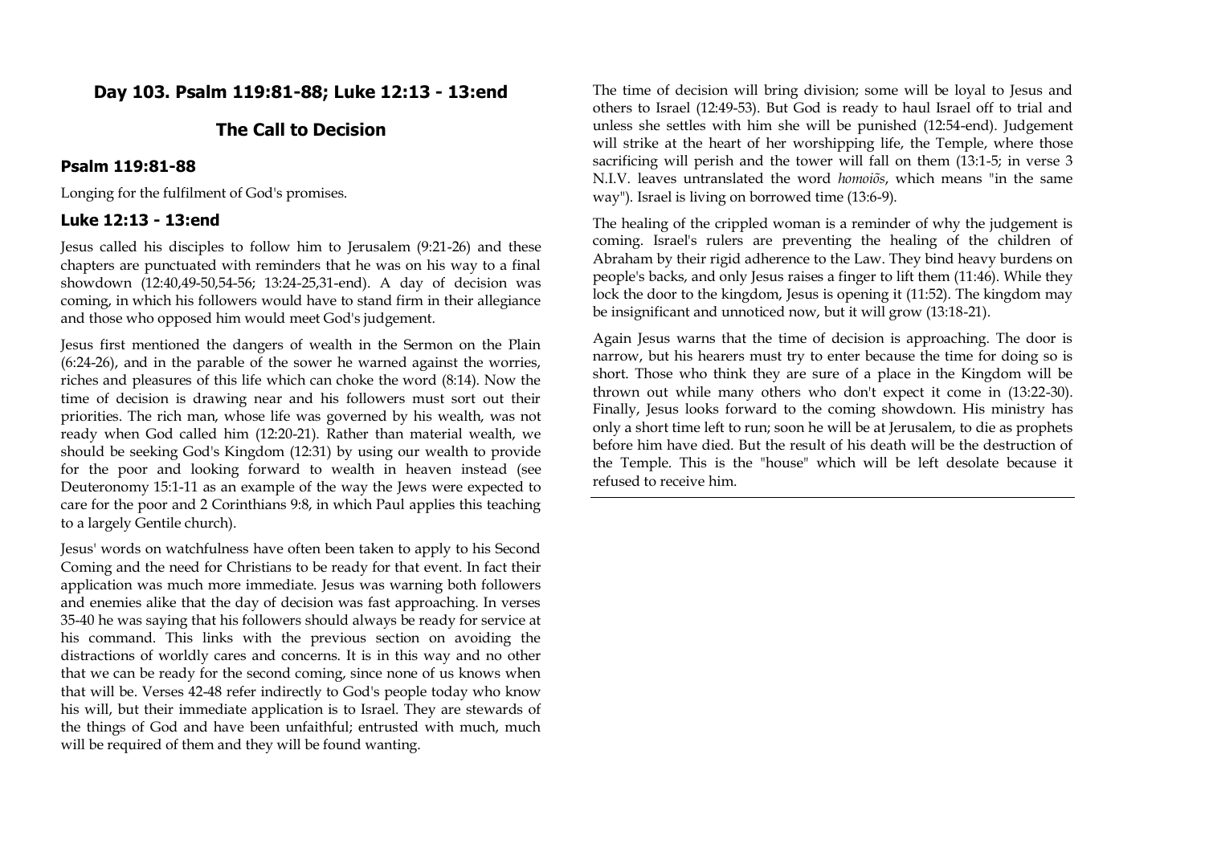## Day 103. Psalm 119:81-88; Luke 12:13 - 13:end

## The Call to Decision

### Psalm 119:81-88

Longing for the fulfilment of God's promises.

### Luke 12:13 - 13:end

Jesus called his disciples to follow him to Jerusalem (9:21-26) and these chapters are punctuated with reminders that he was on his way to a final showdown (12:40,49-50,54-56; 13:24-25,31-end). A day of decision was coming, in which his followers would have to stand firm in their allegiance and those who opposed him would meet God's judgement.

Jesus first mentioned the dangers of wealth in the Sermon on the Plain (6:24-26), and in the parable of the sower he warned against the worries, riches and pleasures of this life which can choke the word (8:14). Now the time of decision is drawing near and his followers must sort out their priorities. The rich man, whose life was governed by his wealth, was not ready when God called him (12:20-21). Rather than material wealth, we should be seeking God's Kingdom (12:31) by using our wealth to provide for the poor and looking forward to wealth in heaven instead (see Deuteronomy 15:1-11 as an example of the way the Jews were expected to care for the poor and 2 Corinthians 9:8, in which Paul applies this teaching to a largely Gentile church).

Jesus' words on watchfulness have often been taken to apply to his Second Coming and the need for Christians to be ready for that event. In fact their application was much more immediate. Jesus was warning both followers and enemies alike that the day of decision was fast approaching. In verses 35-40 he was saying that his followers should always be ready for service at his command. This links with the previous section on avoiding the distractions of worldly cares and concerns. It is in this way and no other that we can be ready for the second coming, since none of us knows when that will be. Verses 42-48 refer indirectly to God's people today who know his will, but their immediate application is to Israel. They are stewards of the things of God and have been unfaithful; entrusted with much, much will be required of them and they will be found wanting.

The time of decision will bring division; some will be loyal to Jesus and others to Israel (12:49-53). But God is ready to haul Israel off to trial and unless she settles with him she will be punished (12:54-end). Judgement will strike at the heart of her worshipping life, the Temple, where those sacrificing will perish and the tower will fall on them (13:1-5; in verse 3 N.I.V. leaves untranslated the word *homoiōs*, which means "in the same way"). Israel is living on borrowed time (13:6-9).

The healing of the crippled woman is a reminder of why the judgement is coming. Israel's rulers are preventing the healing of the children of Abraham by their rigid adherence to the Law. They bind heavy burdens on people's backs, and only Jesus raises a finger to lift them (11:46). While they lock the door to the kingdom, Jesus is opening it (11:52). The kingdom may be insignificant and unnoticed now, but it will grow (13:18-21).

Again Jesus warns that the time of decision is approaching. The door is narrow, but his hearers must try to enter because the time for doing so is short. Those who think they are sure of a place in the Kingdom will be thrown out while many others who don't expect it come in (13:22-30). Finally, Jesus looks forward to the coming showdown. His ministry has only a short time left to run; soon he will be at Jerusalem, to die as prophets before him have died. But the result of his death will be the destruction of the Temple. This is the "house" which will be left desolate because it refused to receive him.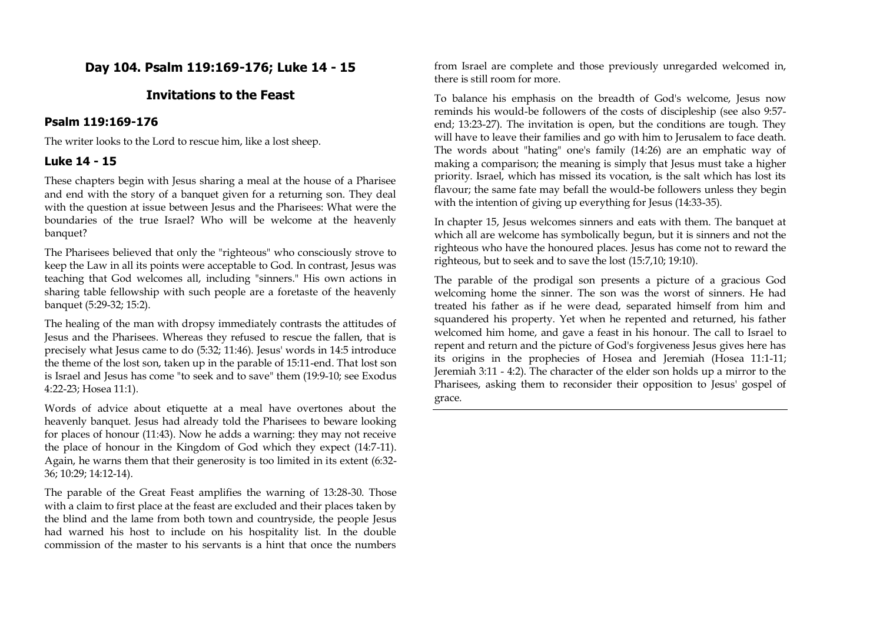## Day 104. Psalm 119:169-176; Luke 14 - 15

## Invitations to the Feast

### Psalm 119:169-176

The writer looks to the Lord to rescue him, like a lost sheep.

### Luke 14 - 15

These chapters begin with Jesus sharing a meal at the house of a Pharisee and end with the story of a banquet given for a returning son. They deal with the question at issue between Jesus and the Pharisees: What were the boundaries of the true Israel? Who will be welcome at the heavenly banquet?

The Pharisees believed that only the "righteous" who consciously strove to keep the Law in all its points were acceptable to God. In contrast, Jesus was teaching that God welcomes all, including "sinners." His own actions in sharing table fellowship with such people are a foretaste of the heavenly banquet (5:29-32; 15:2).

The healing of the man with dropsy immediately contrasts the attitudes of Jesus and the Pharisees. Whereas they refused to rescue the fallen, that is precisely what Jesus came to do (5:32; 11:46). Jesus' words in 14:5 introduce the theme of the lost son, taken up in the parable of 15:11-end. That lost son is Israel and Jesus has come "to seek and to save" them (19:9-10; see Exodus 4:22-23; Hosea 11:1).

Words of advice about etiquette at a meal have overtones about the heavenly banquet. Jesus had already told the Pharisees to beware looking for places of honour (11:43). Now he adds a warning: they may not receive the place of honour in the Kingdom of God which they expect (14:7-11). Again, he warns them that their generosity is too limited in its extent (6:32-36; 10:29; 14:12-14).

The parable of the Great Feast amplifies the warning of 13:28-30. Those with a claim to first place at the feast are excluded and their places taken by the blind and the lame from both town and countryside, the people Jesus had warned his host to include on his hospitality list. In the double commission of the master to his servants is a hint that once the numbers from Israel are complete and those previously unregarded welcomed in, there is still room for more.

To balance his emphasis on the breadth of God's welcome, Jesus now reminds his would-be followers of the costs of discipleship (see also 9:57-end; 13:23-27). The invitation is open, but the conditions are tough. They will have to leave their families and go with him to Jerusalem to face death. The words about "hating" one's family (14:26) are an emphatic way of making a comparison; the meaning is simply that Jesus must take a higher priority. Israel, which has missed its vocation, is the salt which has lost its flavour; the same fate may befall the would-be followers unless they begin with the intention of giving up everything for Jesus (14:33-35).

In chapter 15, Jesus welcomes sinners and eats with them. The banquet at which all are welcome has symbolically begun, but it is sinners and not the righteous who have the honoured places. Jesus has come not to reward the righteous, but to seek and to save the lost (15:7,10; 19:10).

The parable of the prodigal son presents a picture of a gracious God welcoming home the sinner. The son was the worst of sinners. He had treated his father as if he were dead, separated himself from him and squandered his property. Yet when he repented and returned, his father welcomed him home, and gave a feast in his honour. The call to Israel to repent and return and the picture of God's forgiveness Jesus gives here has its origins in the prophecies of Hosea and Jeremiah (Hosea 11:1-11; Jeremiah 3:11 - 4:2). The character of the elder son holds up a mirror to the Pharisees, asking them to reconsider their opposition to Jesus' gospel of grace.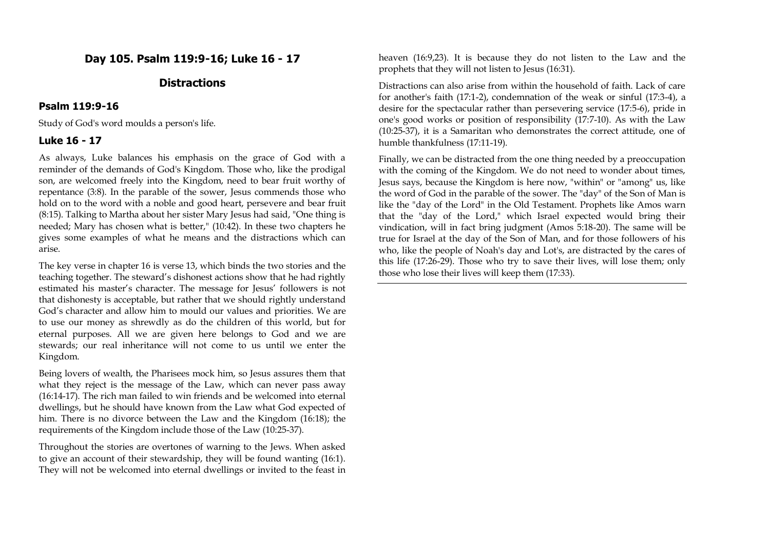## Day 105. Psalm 119:9-16; Luke 16 - 17

## Distractions

### Psalm 119:9-16

Study of God's word moulds a person's life.

### Luke 16 - 17

As always, Luke balances his emphasis on the grace of God with a reminder of the demands of God's Kingdom. Those who, like the prodigal son, are welcomed freely into the Kingdom, need to bear fruit worthy of repentance (3:8). In the parable of the sower, Jesus commends those who hold on to the word with a noble and good heart, persevere and bear fruit (8:15). Talking to Martha about her sister Mary Jesus had said, "One thing is needed; Mary has chosen what is better," (10:42). In these two chapters he gives some examples of what he means and the distractions which can arise.

The key verse in chapter 16 is verse 13, which binds the two stories and the teaching together. The steward's dishonest actions show that he had rightly estimated his master's character. The message for Jesus' followers is not that dishonesty is acceptable, but rather that we should rightly understand God's character and allow him to mould our values and priorities. We are to use our money as shrewdly as do the children of this world, but for eternal purposes. All we are given here belongs to God and we are stewards; our real inheritance will not come to us until we enter the Kingdom.

Being lovers of wealth, the Pharisees mock him, so Jesus assures them that what they reject is the message of the Law, which can never pass away (16:14-17). The rich man failed to win friends and be welcomed into eternal dwellings, but he should have known from the Law what God expected of him. There is no divorce between the Law and the Kingdom (16:18); the requirements of the Kingdom include those of the Law (10:25-37).

Throughout the stories are overtones of warning to the Jews. When asked to give an account of their stewardship, they will be found wanting (16:1). They will not be welcomed into eternal dwellings or invited to the feast in heaven (16:9,23). It is because they do not listen to the Law and the prophets that they will not listen to Jesus (16:31).

Distractions can also arise from within the household of faith. Lack of care for another's faith (17:1-2), condemnation of the weak or sinful (17:3-4), a desire for the spectacular rather than persevering service (17:5-6), pride in one's good works or position of responsibility (17:7-10). As with the Law (10:25-37), it is a Samaritan who demonstrates the correct attitude, one of humble thankfulness (17:11-19).

Finally, we can be distracted from the one thing needed by a preoccupation with the coming of the Kingdom. We do not need to wonder about times, Jesus says, because the Kingdom is here now, "within" or "among" us, like the word of God in the parable of the sower. The "day" of the Son of Man is like the "day of the Lord" in the Old Testament. Prophets like Amos warn that the "day of the Lord," which Israel expected would bring their vindication, will in fact bring judgment (Amos 5:18-20). The same will be true for Israel at the day of the Son of Man, and for those followers of his who, like the people of Noah's day and Lot's, are distracted by the cares of this life (17:26-29). Those who try to save their lives, will lose them; only those who lose their lives will keep them (17:33).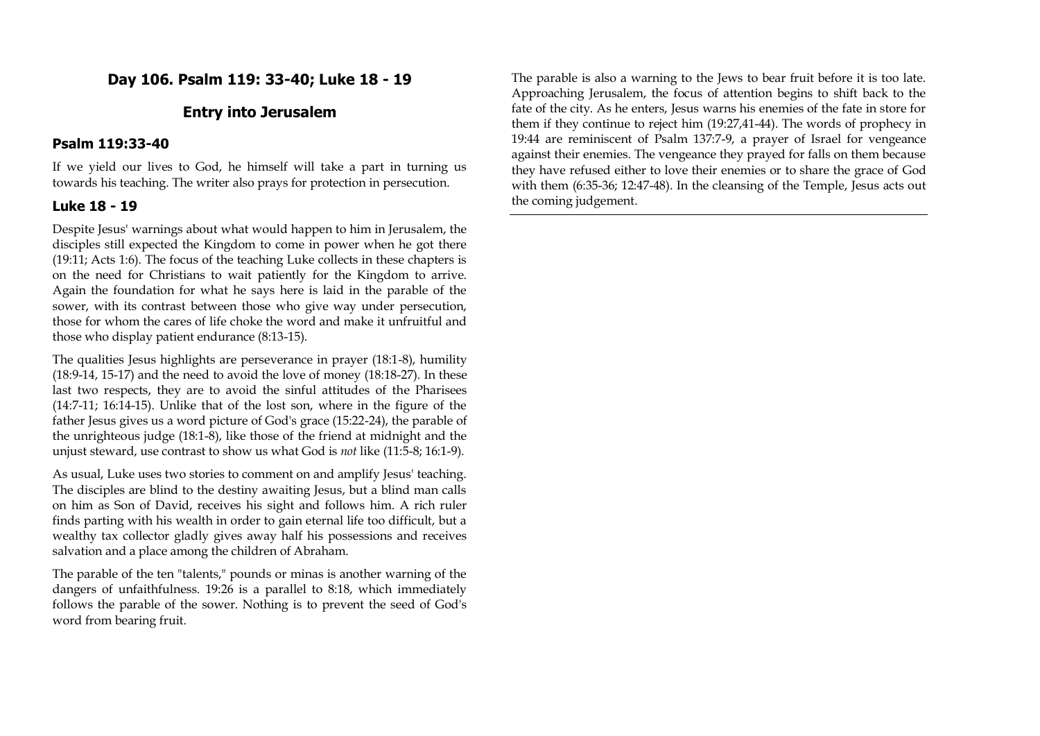## Day 106. Psalm 119: 33-40; Luke 18 - 19

## Entry into Jerusalem

### Psalm 119:33-40

If we yield our lives to God, he himself will take a part in turning us towards his teaching. The writer also prays for protection in persecution.

### Luke 18 - 19

Despite Jesus' warnings about what would happen to him in Jerusalem, the disciples still expected the Kingdom to come in power when he got there (19:11; Acts 1:6). The focus of the teaching Luke collects in these chapters is on the need for Christians to wait patiently for the Kingdom to arrive. Again the foundation for what he says here is laid in the parable of the sower, with its contrast between those who give way under persecution, those for whom the cares of life choke the word and make it unfruitful and those who display patient endurance (8:13-15).

The qualities Jesus highlights are perseverance in prayer (18:1-8), humility (18:9-14, 15-17) and the need to avoid the love of money (18:18-27). In these last two respects, they are to avoid the sinful attitudes of the Pharisees (14:7-11; 16:14-15). Unlike that of the lost son, where in the figure of the father Jesus gives us a word picture of God's grace (15:22-24), the parable of the unrighteous judge (18:1-8), like those of the friend at midnight and the unjust steward, use contrast to show us what God is *not* like (11:5-8; 16:1-9).

As usual, Luke uses two stories to comment on and amplify Jesus' teaching. The disciples are blind to the destiny awaiting Jesus, but a blind man calls on him as Son of David, receives his sight and follows him. A rich ruler finds parting with his wealth in order to gain eternal life too difficult, but a wealthy tax collector gladly gives away half his possessions and receives salvation and a place among the children of Abraham.

The parable of the ten "talents," pounds or minas is another warning of the dangers of unfaithfulness. 19:26 is a parallel to 8:18, which immediately follows the parable of the sower. Nothing is to prevent the seed of God's word from bearing fruit.

The parable is also a warning to the Jews to bear fruit before it is too late. Approaching Jerusalem, the focus of attention begins to shift back to the fate of the city. As he enters, Jesus warns his enemies of the fate in store for them if they continue to reject him (19:27,41-44). The words of prophecy in 19:44 are reminiscent of Psalm 137:7-9, a prayer of Israel for vengeance against their enemies. The vengeance they prayed for falls on them because they have refused either to love their enemies or to share the grace of God with them (6:35-36; 12:47-48). In the cleansing of the Temple, Jesus acts out the coming judgement.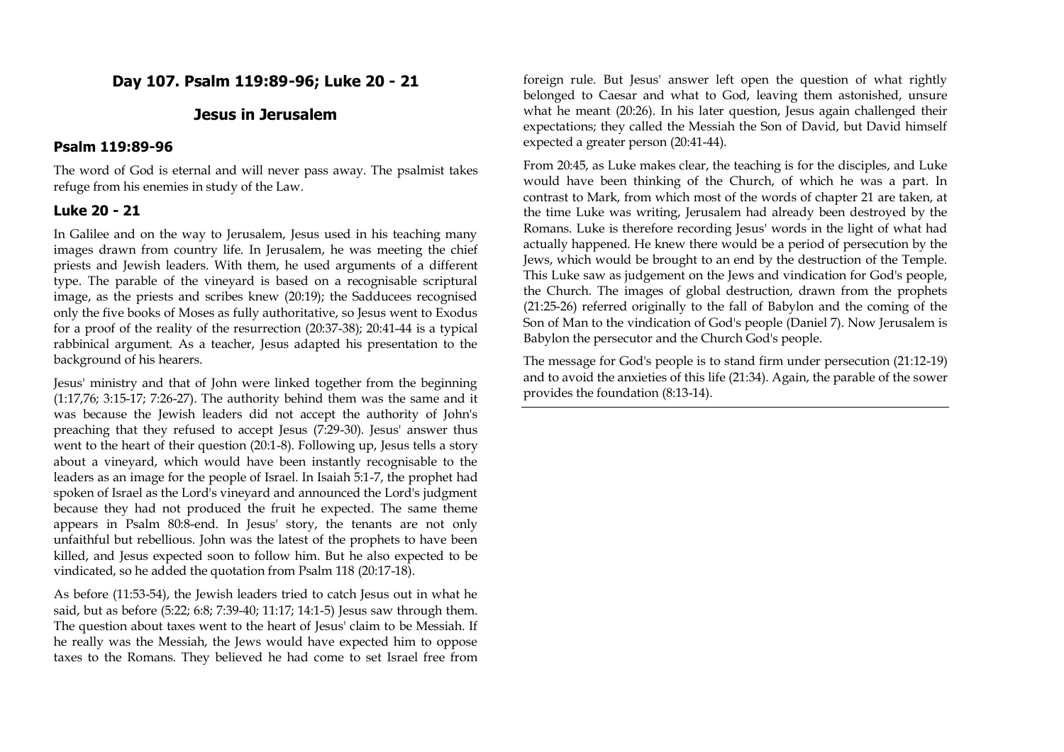## Day 107. Psalm 119:89-96; Luke 20 - 21

## Jesus in Jerusalem

### Psalm 119:89-96

The word of God is eternal and will never pass away. The psalmist takes refuge from his enemies in study of the Law.

### Luke 20 - 21

In Galilee and on the way to Jerusalem, Jesus used in his teaching many images drawn from country life. In Jerusalem, he was meeting the chief priests and Jewish leaders. With them, he used arguments of a different type. The parable of the vineyard is based on a recognisable scriptural image, as the priests and scribes knew (20:19); the Sadducees recognised only the five books of Moses as fully authoritative, so Jesus went to Exodus for a proof of the reality of the resurrection (20:37-38); 20:41-44 is a typical rabbinical argument. As a teacher, Jesus adapted his presentation to the background of his hearers.

Jesus' ministry and that of John were linked together from the beginning (1:17,76; 3:15-17; 7:26-27). The authority behind them was the same and it was because the Jewish leaders did not accept the authority of John's preaching that they refused to accept Jesus (7:29-30). Jesus' answer thus went to the heart of their question (20:1-8). Following up, Jesus tells a story about a vineyard, which would have been instantly recognisable to the leaders as an image for the people of Israel. In Isaiah 5:1-7, the prophet had spoken of Israel as the Lord's vineyard and announced the Lord's judgment because they had not produced the fruit he expected. The same theme appears in Psalm 80:8-end. In Jesus' story, the tenants are not only unfaithful but rebellious. John was the latest of the prophets to have been killed, and Jesus expected soon to follow him. But he also expected to be vindicated, so he added the quotation from Psalm 118 (20:17-18).

As before (11:53-54), the Jewish leaders tried to catch Jesus out in what he said, but as before (5:22; 6:8; 7:39-40; 11:17; 14:1-5) Jesus saw through them. The question about taxes went to the heart of Jesus' claim to be Messiah. If he really was the Messiah, the Jews would have expected him to oppose taxes to the Romans. They believed he had come to set Israel free from foreign rule. But Jesus' answer left open the question of what rightly belonged to Caesar and what to God, leaving them astonished, unsure what he meant (20:26). In his later question, Jesus again challenged their expectations; they called the Messiah the Son of David, but David himself expected a greater person (20:41-44).

From 20:45, as Luke makes clear, the teaching is for the disciples, and Luke would have been thinking of the Church, of which he was a part. In contrast to Mark, from which most of the words of chapter 21 are taken, at the time Luke was writing, Jerusalem had already been destroyed by the Romans. Luke is therefore recording Jesus' words in the light of what had actually happened. He knew there would be a period of persecution by the Jews, which would be brought to an end by the destruction of the Temple. This Luke saw as judgement on the Jews and vindication for God's people, the Church. The images of global destruction, drawn from the prophets (21:25-26) referred originally to the fall of Babylon and the coming of the Son of Man to the vindication of God's people (Daniel 7). Now Jerusalem is Babylon the persecutor and the Church God's people.

The message for God's people is to stand firm under persecution (21:12-19) and to avoid the anxieties of this life (21:34). Again, the parable of the sower provides the foundation (8:13-14).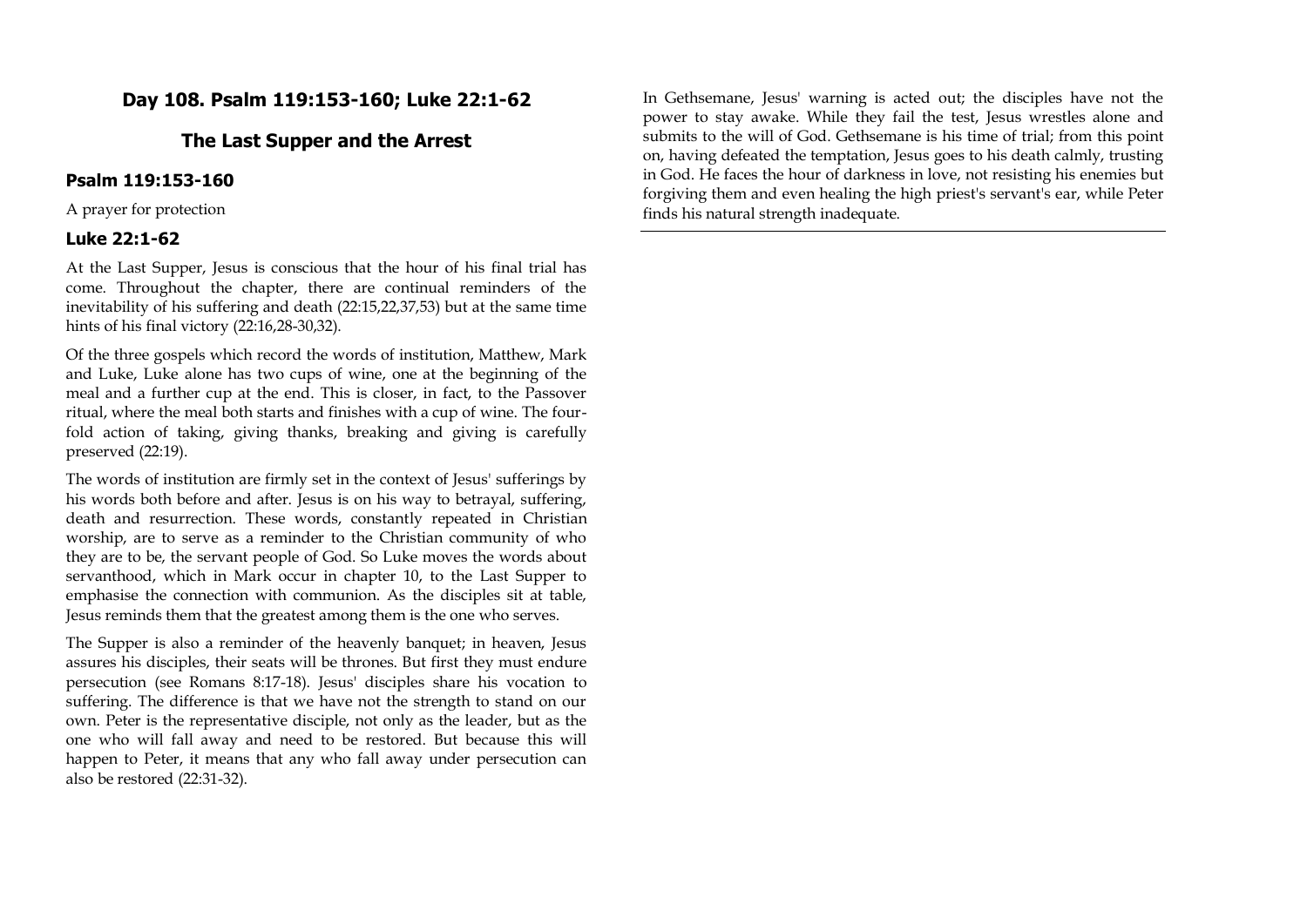## Day 108. Psalm 119:153-160; Luke 22:1-62

## The Last Supper and the Arrest

### Psalm 119:153-160

A prayer for protection

### Luke 22:1-62

At the Last Supper, Jesus is conscious that the hour of his final trial has come. Throughout the chapter, there are continual reminders of the inevitability of his suffering and death (22:15,22,37,53) but at the same time hints of his final victory (22:16,28-30,32).

Of the three gospels which record the words of institution, Matthew, Mark and Luke, Luke alone has two cups of wine, one at the beginning of the meal and a further cup at the end. This is closer, in fact, to the Passover ritual, where the meal both starts and finishes with a cup of wine. The four-fold action of taking, giving thanks, breaking and giving is carefully preserved (22:19).

The words of institution are firmly set in the context of Jesus' sufferings by his words both before and after. Jesus is on his way to betrayal, suffering, death and resurrection. These words, constantly repeated in Christian worship, are to serve as a reminder to the Christian community of who they are to be, the servant people of God. So Luke moves the words about servanthood, which in Mark occur in chapter 10, to the Last Supper to emphasise the connection with communion. As the disciples sit at table, Jesus reminds them that the greatest among them is the one who serves.

The Supper is also a reminder of the heavenly banquet; in heaven, Jesus assures his disciples, their seats will be thrones. But first they must endure persecution (see Romans 8:17-18). Jesus' disciples share his vocation to suffering. The difference is that we have not the strength to stand on our own. Peter is the representative disciple, not only as the leader, but as the one who will fall away and need to be restored. But because this will happen to Peter, it means that any who fall away under persecution can also be restored (22:31-32).

In Gethsemane, Jesus' warning is acted out; the disciples have not the power to stay awake. While they fail the test, Jesus wrestles alone and submits to the will of God. Gethsemane is his time of trial; from this point on, having defeated the temptation, Jesus goes to his death calmly, trusting in God. He faces the hour of darkness in love, not resisting his enemies but forgiving them and even healing the high priest's servant's ear, while Peter finds his natural strength inadequate.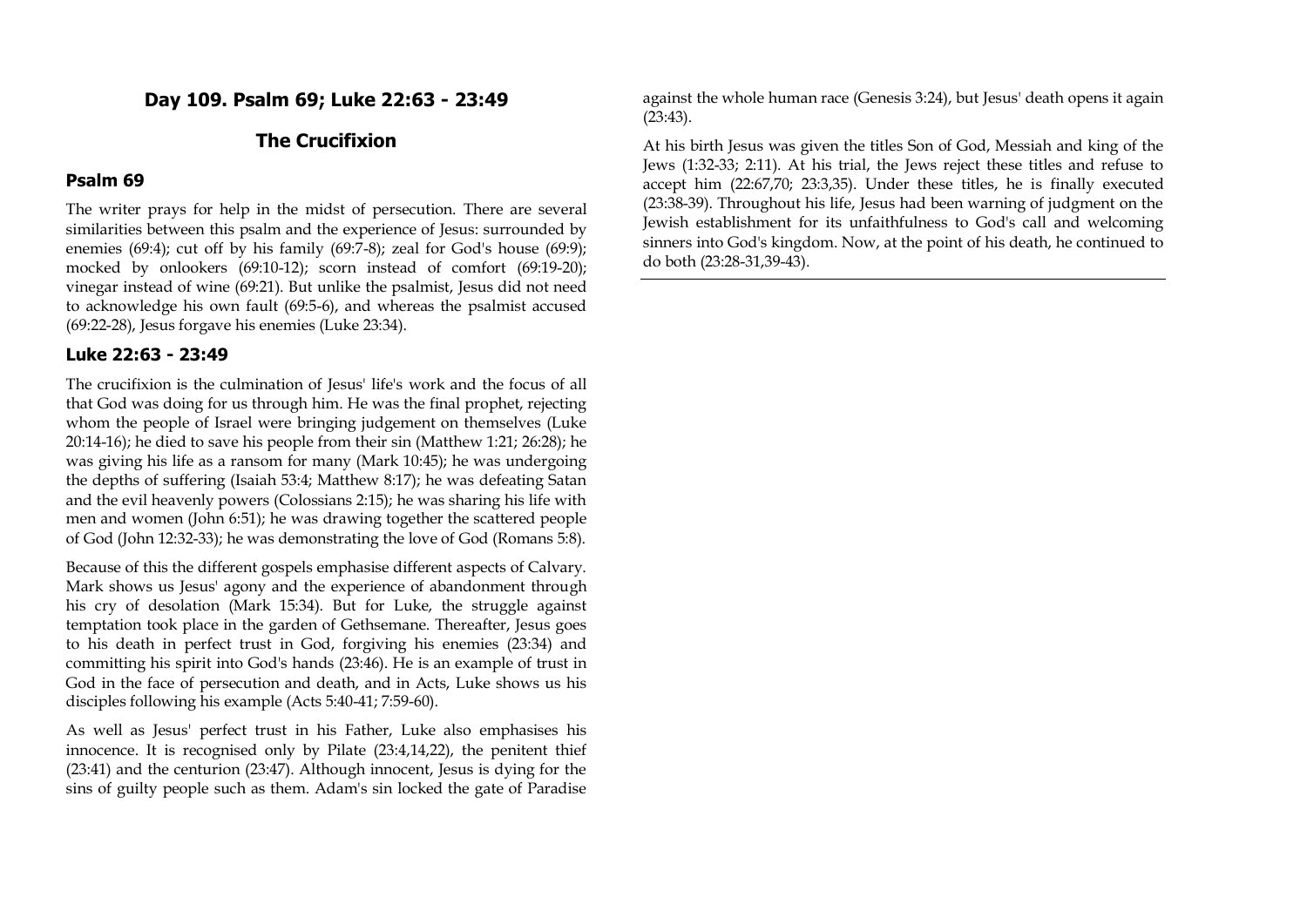## Day 109. Psalm 69; Luke 22:63 - 23:49

## The Crucifixion

### Psalm 69

The writer prays for help in the midst of persecution. There are several similarities between this psalm and the experience of Jesus: surrounded by enemies (69:4); cut off by his family (69:7-8); zeal for God's house (69:9); mocked by onlookers (69:10-12); scorn instead of comfort (69:19-20); vinegar instead of wine (69:21). But unlike the psalmist, Jesus did not need to acknowledge his own fault (69:5-6), and whereas the psalmist accused (69:22-28), Jesus forgave his enemies (Luke 23:34).

### Luke 22:63 - 23:49

The crucifixion is the culmination of Jesus' life's work and the focus of all that God was doing for us through him. He was the final prophet, rejecting whom the people of Israel were bringing judgement on themselves (Luke 20:14-16); he died to save his people from their sin (Matthew 1:21; 26:28); he was giving his life as a ransom for many (Mark 10:45); he was undergoing the depths of suffering (Isaiah 53:4; Matthew 8:17); he was defeating Satan and the evil heavenly powers (Colossians 2:15); he was sharing his life with men and women (John 6:51); he was drawing together the scattered people of God (John 12:32-33); he was demonstrating the love of God (Romans 5:8).

Because of this the different gospels emphasise different aspects of Calvary. Mark shows us Jesus' agony and the experience of abandonment through his cry of desolation (Mark 15:34). But for Luke, the struggle against temptation took place in the garden of Gethsemane. Thereafter, Jesus goes to his death in perfect trust in God, forgiving his enemies (23:34) and committing his spirit into God's hands (23:46). He is an example of trust in God in the face of persecution and death, and in Acts, Luke shows us his disciples following his example (Acts 5:40-41; 7:59-60).

As well as Jesus' perfect trust in his Father, Luke also emphasises his innocence. It is recognised only by Pilate (23:4,14,22), the penitent thief (23:41) and the centurion (23:47). Although innocent, Jesus is dying for the sins of guilty people such as them. Adam's sin locked the gate of Paradise against the whole human race (Genesis 3:24), but Jesus' death opens it again (23:43).

At his birth Jesus was given the titles Son of God, Messiah and king of the Jews (1:32-33; 2:11). At his trial, the Jews reject these titles and refuse to accept him (22:67,70; 23:3,35). Under these titles, he is finally executed (23:38-39). Throughout his life, Jesus had been warning of judgment on the Jewish establishment for its unfaithfulness to God's call and welcoming sinners into God's kingdom. Now, at the point of his death, he continued to do both (23:28-31,39-43).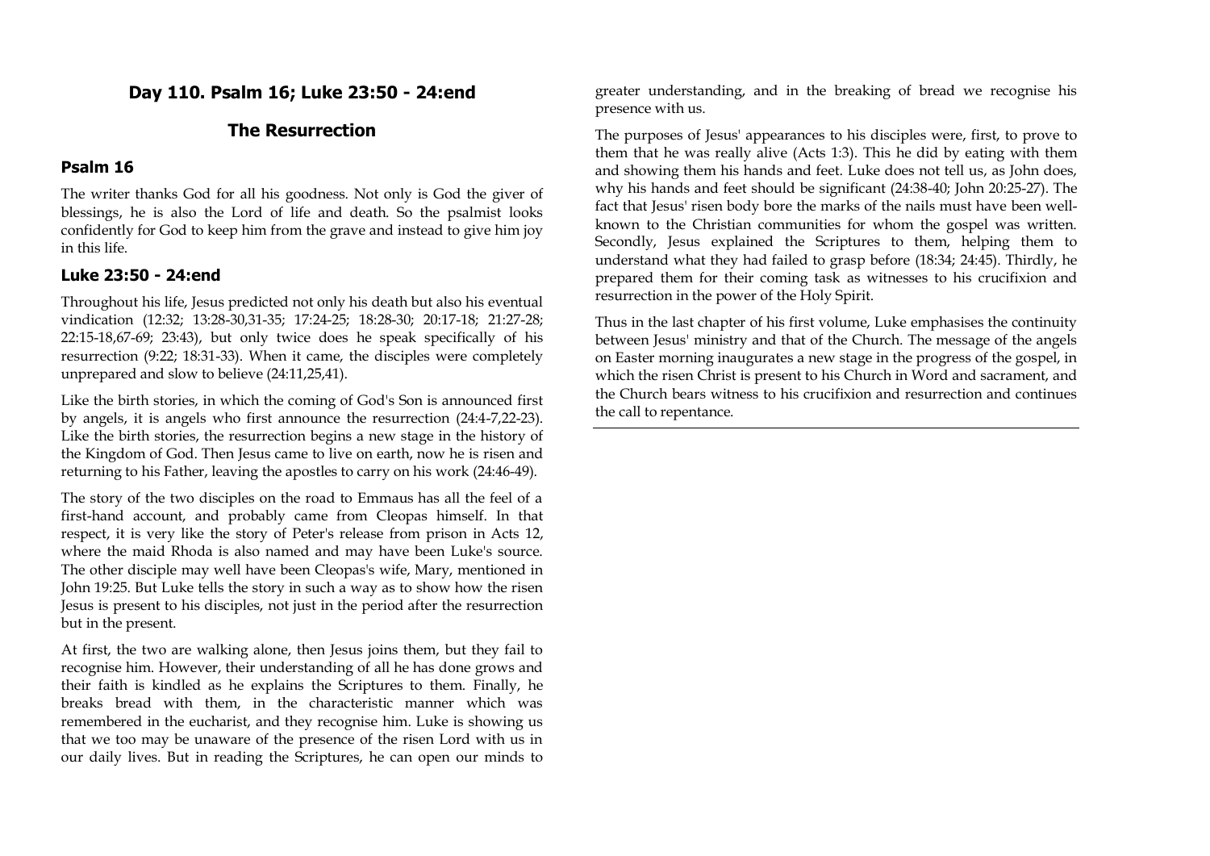## Day 110. Psalm 16; Luke 23:50 - 24:end

## The Resurrection

### Psalm 16

The writer thanks God for all his goodness. Not only is God the giver of blessings, he is also the Lord of life and death. So the psalmist looks confidently for God to keep him from the grave and instead to give him joy in this life.

### Luke 23:50 - 24:end

Throughout his life, Jesus predicted not only his death but also his eventual vindication (12:32; 13:28-30,31-35; 17:24-25; 18:28-30; 20:17-18; 21:27-28; 22:15-18,67-69; 23:43), but only twice does he speak specifically of his resurrection (9:22; 18:31-33). When it came, the disciples were completely unprepared and slow to believe (24:11,25,41).

Like the birth stories, in which the coming of God's Son is announced first by angels, it is angels who first announce the resurrection (24:4-7,22-23). Like the birth stories, the resurrection begins a new stage in the history of the Kingdom of God. Then Jesus came to live on earth, now he is risen and returning to his Father, leaving the apostles to carry on his work (24:46-49).

The story of the two disciples on the road to Emmaus has all the feel of a first-hand account, and probably came from Cleopas himself. In that respect, it is very like the story of Peter's release from prison in Acts 12, where the maid Rhoda is also named and may have been Luke's source. The other disciple may well have been Cleopas's wife, Mary, mentioned in John 19:25. But Luke tells the story in such a way as to show how the risen Jesus is present to his disciples, not just in the period after the resurrection but in the present.

At first, the two are walking alone, then Jesus joins them, but they fail to recognise him. However, their understanding of all he has done grows and their faith is kindled as he explains the Scriptures to them. Finally, he breaks bread with them, in the characteristic manner which was remembered in the eucharist, and they recognise him. Luke is showing us that we too may be unaware of the presence of the risen Lord with us in our daily lives. But in reading the Scriptures, he can open our minds to greater understanding, and in the breaking of bread we recognise his presence with us.

The purposes of Jesus' appearances to his disciples were, first, to prove to them that he was really alive (Acts 1:3). This he did by eating with them and showing them his hands and feet. Luke does not tell us, as John does, why his hands and feet should be significant (24:38-40; John 20:25-27). The fact that Jesus' risen body bore the marks of the nails must have been well-known to the Christian communities for whom the gospel was written. Secondly, Jesus explained the Scriptures to them, helping them to understand what they had failed to grasp before (18:34; 24:45). Thirdly, he prepared them for their coming task as witnesses to his crucifixion and resurrection in the power of the Holy Spirit.

Thus in the last chapter of his first volume, Luke emphasises the continuity between Jesus' ministry and that of the Church. The message of the angels on Easter morning inaugurates a new stage in the progress of the gospel, in which the risen Christ is present to his Church in Word and sacrament, and the Church bears witness to his crucifixion and resurrection and continues the call to repentance.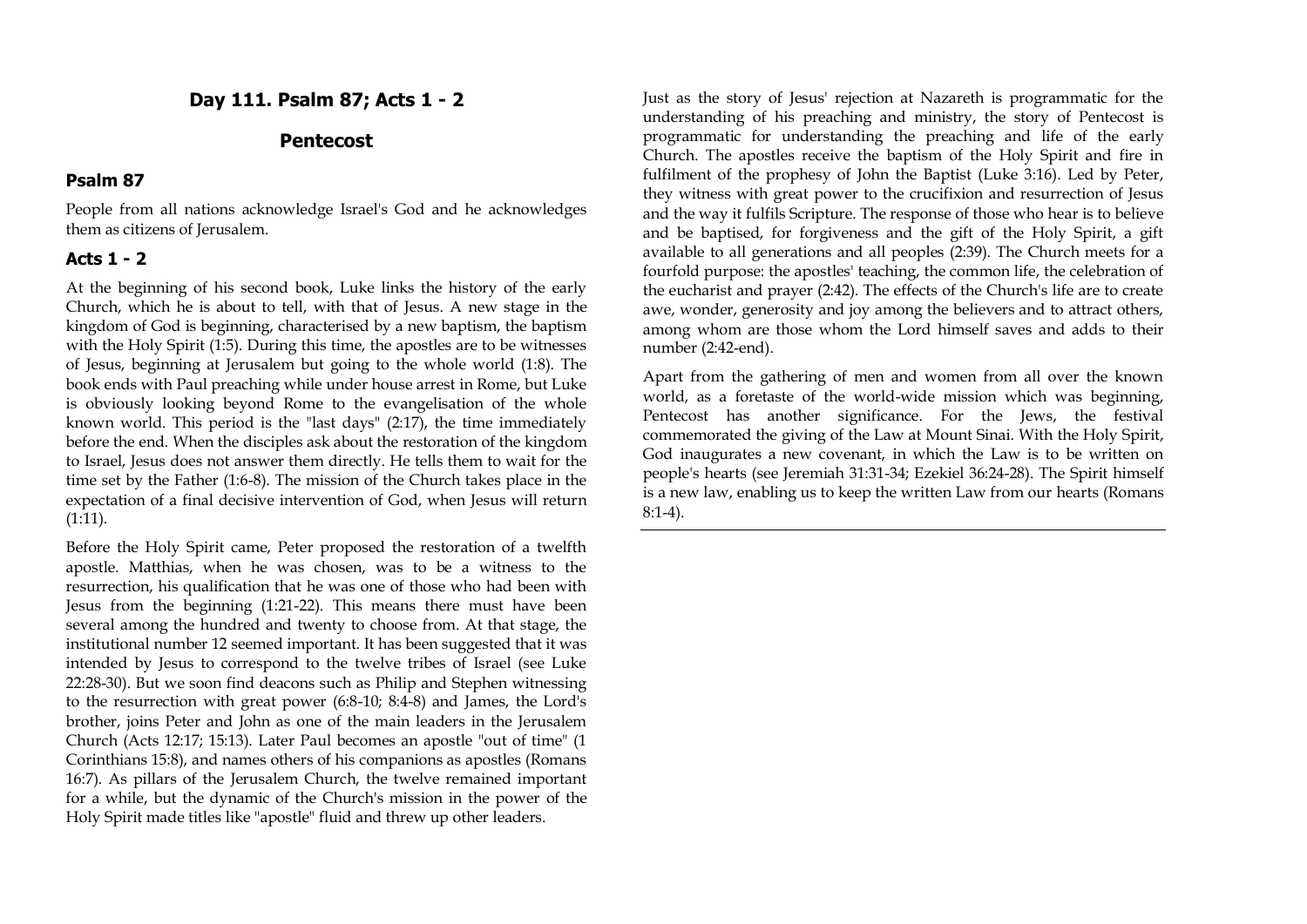## Day 111. Psalm 87; Acts 1 - 2

## Pentecost

### Psalm 87

People from all nations acknowledge Israel's God and he acknowledges them as citizens of Jerusalem.

### Acts 1 - 2

At the beginning of his second book, Luke links the history of the early Church, which he is about to tell, with that of Jesus. A new stage in the kingdom of God is beginning, characterised by a new baptism, the baptism with the Holy Spirit (1:5). During this time, the apostles are to be witnesses of Jesus, beginning at Jerusalem but going to the whole world (1:8). The book ends with Paul preaching while under house arrest in Rome, but Luke is obviously looking beyond Rome to the evangelisation of the whole known world. This period is the "last days" (2:17), the time immediately before the end. When the disciples ask about the restoration of the kingdom to Israel, Jesus does not answer them directly. He tells them to wait for the time set by the Father (1:6-8). The mission of the Church takes place in the expectation of a final decisive intervention of God, when Jesus will return (1:11).

Before the Holy Spirit came, Peter proposed the restoration of a twelfth apostle. Matthias, when he was chosen, was to be a witness to the resurrection, his qualification that he was one of those who had been with Jesus from the beginning (1:21-22). This means there must have been several among the hundred and twenty to choose from. At that stage, the institutional number 12 seemed important. It has been suggested that it was intended by Jesus to correspond to the twelve tribes of Israel (see Luke 22:28-30). But we soon find deacons such as Philip and Stephen witnessing to the resurrection with great power (6:8-10; 8:4-8) and James, the Lord's brother, joins Peter and John as one of the main leaders in the Jerusalem Church (Acts 12:17; 15:13). Later Paul becomes an apostle "out of time" (1 Corinthians 15:8), and names others of his companions as apostles (Romans 16:7). As pillars of the Jerusalem Church, the twelve remained important for a while, but the dynamic of the Church's mission in the power of the Holy Spirit made titles like "apostle" fluid and threw up other leaders.

Just as the story of Jesus' rejection at Nazareth is programmatic for the understanding of his preaching and ministry, the story of Pentecost is programmatic for understanding the preaching and life of the early Church. The apostles receive the baptism of the Holy Spirit and fire in fulfilment of the prophesy of John the Baptist (Luke 3:16). Led by Peter, they witness with great power to the crucifixion and resurrection of Jesus and the way it fulfils Scripture. The response of those who hear is to believe and be baptised, for forgiveness and the gift of the Holy Spirit, a gift available to all generations and all peoples (2:39). The Church meets for a fourfold purpose: the apostles' teaching, the common life, the celebration of the eucharist and prayer (2:42). The effects of the Church's life are to create awe, wonder, generosity and joy among the believers and to attract others, among whom are those whom the Lord himself saves and adds to their number (2:42-end).

Apart from the gathering of men and women from all over the known world, as a foretaste of the world-wide mission which was beginning, Pentecost has another significance. For the Jews, the festival commemorated the giving of the Law at Mount Sinai. With the Holy Spirit, God inaugurates a new covenant, in which the Law is to be written on people's hearts (see Jeremiah 31:31-34; Ezekiel 36:24-28). The Spirit himself is a new law, enabling us to keep the written Law from our hearts (Romans 8:1-4).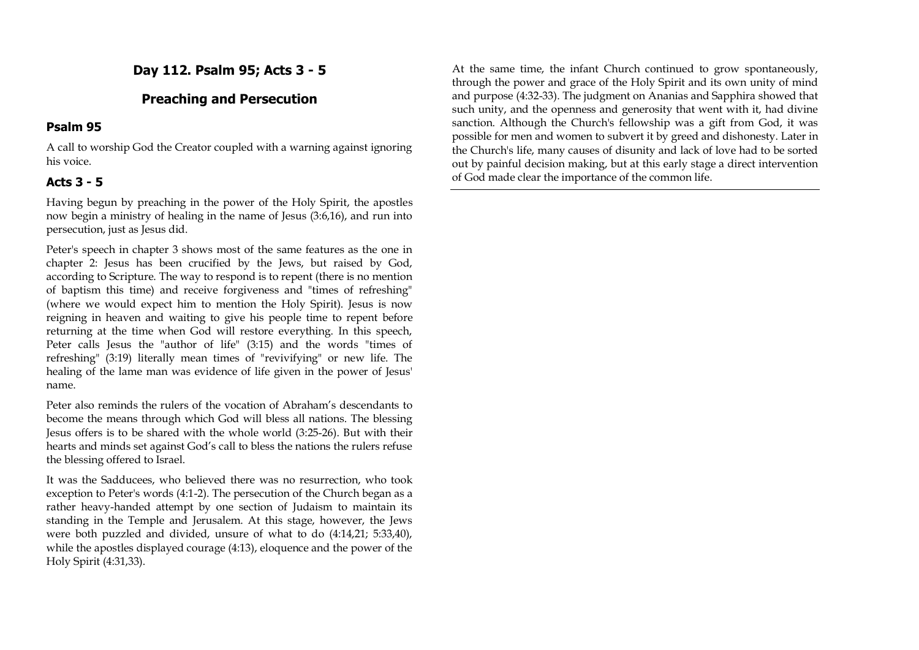## Day 112. Psalm 95; Acts 3 - 5

## Preaching and Persecution

### Psalm 95

A call to worship God the Creator coupled with a warning against ignoring his voice.

### Acts 3 - 5

Having begun by preaching in the power of the Holy Spirit, the apostles now begin a ministry of healing in the name of Jesus (3:6,16), and run into persecution, just as Jesus did.

Peter's speech in chapter 3 shows most of the same features as the one in chapter 2: Jesus has been crucified by the Jews, but raised by God, according to Scripture. The way to respond is to repent (there is no mention of baptism this time) and receive forgiveness and "times of refreshing" (where we would expect him to mention the Holy Spirit). Jesus is now reigning in heaven and waiting to give his people time to repent before returning at the time when God will restore everything. In this speech, Peter calls Jesus the "author of life" (3:15) and the words "times of refreshing" (3:19) literally mean times of "revivifying" or new life. The healing of the lame man was evidence of life given in the power of Jesus' name.

Peter also reminds the rulers of the vocation of Abraham's descendants to become the means through which God will bless all nations. The blessing Jesus offers is to be shared with the whole world (3:25-26). But with their hearts and minds set against God's call to bless the nations the rulers refuse the blessing offered to Israel.

It was the Sadducees, who believed there was no resurrection, who took exception to Peter's words (4:1-2). The persecution of the Church began as a rather heavy-handed attempt by one section of Judaism to maintain its standing in the Temple and Jerusalem. At this stage, however, the Jews were both puzzled and divided, unsure of what to do (4:14,21; 5:33,40), while the apostles displayed courage (4:13), eloquence and the power of the Holy Spirit (4:31,33).

At the same time, the infant Church continued to grow spontaneously, through the power and grace of the Holy Spirit and its own unity of mind and purpose (4:32-33). The judgment on Ananias and Sapphira showed that such unity, and the openness and generosity that went with it, had divine sanction. Although the Church's fellowship was a gift from God, it was possible for men and women to subvert it by greed and dishonesty. Later in the Church's life, many causes of disunity and lack of love had to be sorted out by painful decision making, but at this early stage a direct intervention of God made clear the importance of the common life.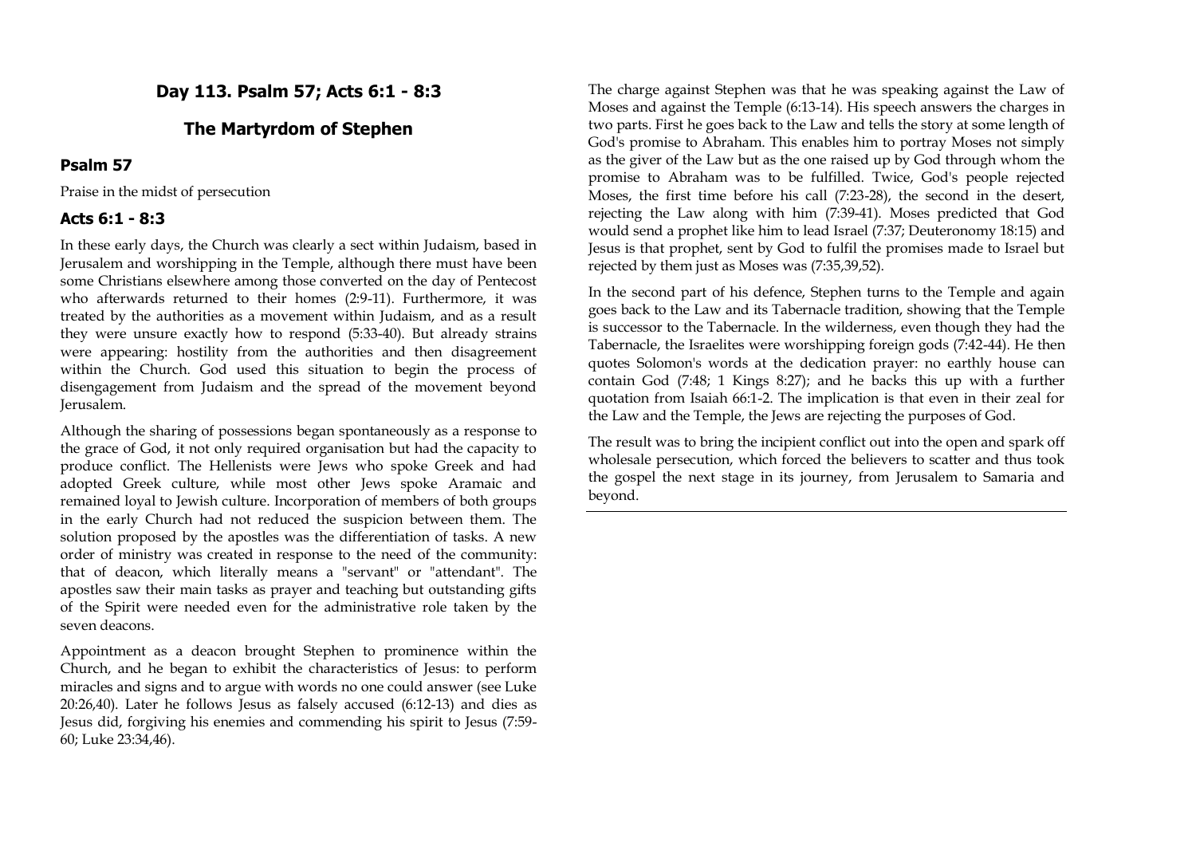# Day 113. Psalm 57; Acts 6:1 - 8:3

## The Martyrdom of Stephen

### Psalm 57

Praise in the midst of persecution

### Acts 6:1 - 8:3

In these early days, the Church was clearly a sect within Judaism, based in Jerusalem and worshipping in the Temple, although there must have been some Christians elsewhere among those converted on the day of Pentecost who afterwards returned to their homes (2:9-11). Furthermore, it was treated by the authorities as a movement within Judaism, and as a result they were unsure exactly how to respond (5:33-40). But already strains were appearing: hostility from the authorities and then disagreement within the Church. God used this situation to begin the process of disengagement from Judaism and the spread of the movement beyond Jerusalem.

Although the sharing of possessions began spontaneously as a response to the grace of God, it not only required organisation but had the capacity to produce conflict. The Hellenists were Jews who spoke Greek and had adopted Greek culture, while most other Jews spoke Aramaic and remained loyal to Jewish culture. Incorporation of members of both groups in the early Church had not reduced the suspicion between them. The solution proposed by the apostles was the differentiation of tasks. A new order of ministry was created in response to the need of the community: that of deacon, which literally means a "servant" or "attendant". The apostles saw their main tasks as prayer and teaching but outstanding gifts of the Spirit were needed even for the administrative role taken by the seven deacons.

Appointment as a deacon brought Stephen to prominence within the Church, and he began to exhibit the characteristics of Jesus: to perform miracles and signs and to argue with words no one could answer (see Luke 20:26,40). Later he follows Jesus as falsely accused (6:12-13) and dies as Jesus did, forgiving his enemies and commending his spirit to Jesus (7:59-60; Luke 23:34,46).

The charge against Stephen was that he was speaking against the Law of Moses and against the Temple (6:13-14). His speech answers the charges in two parts. First he goes back to the Law and tells the story at some length of God's promise to Abraham. This enables him to portray Moses not simply as the giver of the Law but as the one raised up by God through whom the promise to Abraham was to be fulfilled. Twice, God's people rejected Moses, the first time before his call (7:23-28), the second in the desert, rejecting the Law along with him (7:39-41). Moses predicted that God would send a prophet like him to lead Israel (7:37; Deuteronomy 18:15) and Jesus is that prophet, sent by God to fulfil the promises made to Israel but rejected by them just as Moses was (7:35,39,52).

In the second part of his defence, Stephen turns to the Temple and again goes back to the Law and its Tabernacle tradition, showing that the Temple is successor to the Tabernacle. In the wilderness, even though they had the Tabernacle, the Israelites were worshipping foreign gods (7:42-44). He then quotes Solomon's words at the dedication prayer: no earthly house can contain God (7:48; 1 Kings 8:27); and he backs this up with a further quotation from Isaiah 66:1-2. The implication is that even in their zeal for the Law and the Temple, the Jews are rejecting the purposes of God.

The result was to bring the incipient conflict out into the open and spark off wholesale persecution, which forced the believers to scatter and thus took the gospel the next stage in its journey, from Jerusalem to Samaria and beyond.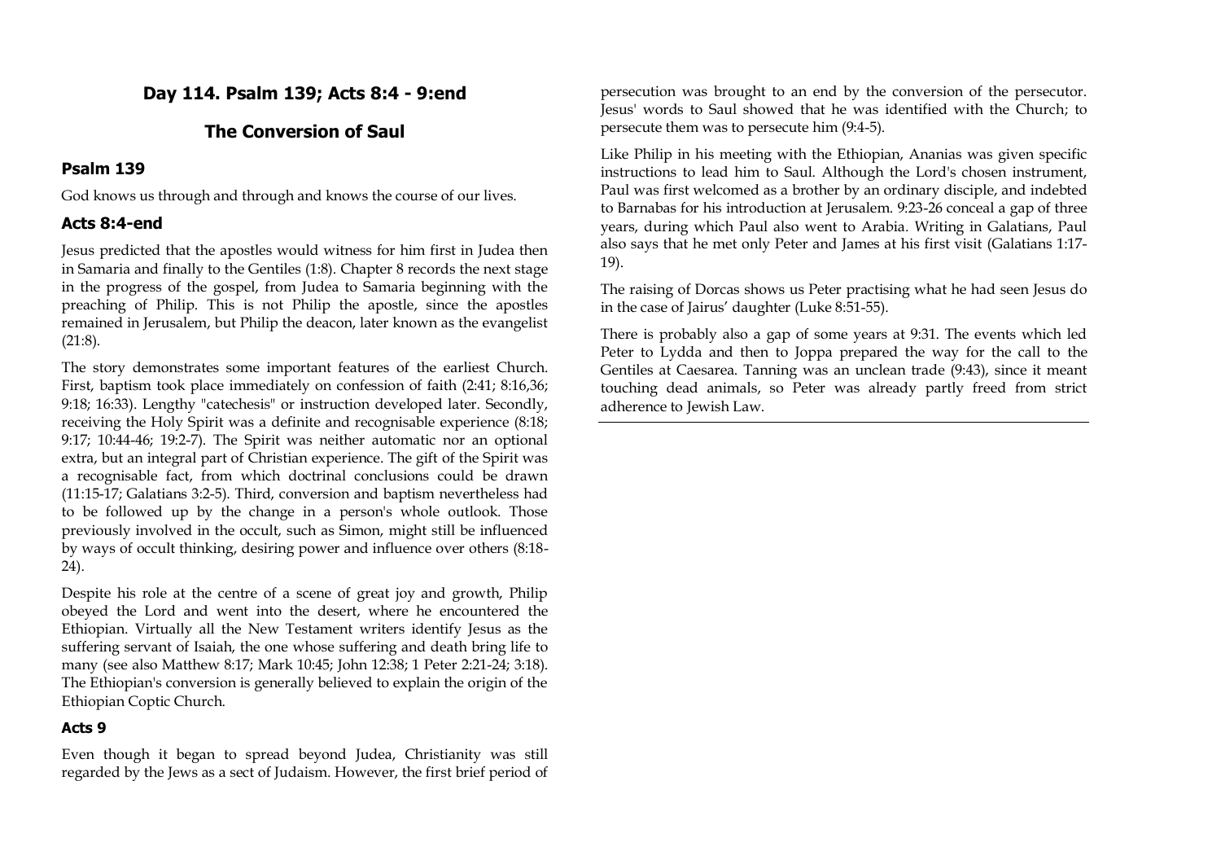## Day 114. Psalm 139; Acts 8:4 - 9:end

## The Conversion of Saul

### Psalm 139

God knows us through and through and knows the course of our lives.

### Acts 8:4-end

Jesus predicted that the apostles would witness for him first in Judea then in Samaria and finally to the Gentiles (1:8). Chapter 8 records the next stage in the progress of the gospel, from Judea to Samaria beginning with the preaching of Philip. This is not Philip the apostle, since the apostles remained in Jerusalem, but Philip the deacon, later known as the evangelist (21:8).

The story demonstrates some important features of the earliest Church. First, baptism took place immediately on confession of faith (2:41; 8:16,36; 9:18; 16:33). Lengthy "catechesis" or instruction developed later. Secondly, receiving the Holy Spirit was a definite and recognisable experience (8:18; 9:17; 10:44-46; 19:2-7). The Spirit was neither automatic nor an optional extra, but an integral part of Christian experience. The gift of the Spirit was a recognisable fact, from which doctrinal conclusions could be drawn (11:15-17; Galatians 3:2-5). Third, conversion and baptism nevertheless had to be followed up by the change in a person's whole outlook. Those previously involved in the occult, such as Simon, might still be influenced by ways of occult thinking, desiring power and influence over others (8:18-24).

Despite his role at the centre of a scene of great joy and growth, Philip obeyed the Lord and went into the desert, where he encountered the Ethiopian. Virtually all the New Testament writers identify Jesus as the suffering servant of Isaiah, the one whose suffering and death bring life to many (see also Matthew 8:17; Mark 10:45; John 12:38; 1 Peter 2:21-24; 3:18). The Ethiopian's conversion is generally believed to explain the origin of the Ethiopian Coptic Church.

### Acts 9

Even though it began to spread beyond Judea, Christianity was still regarded by the Jews as a sect of Judaism. However, the first brief period of persecution was brought to an end by the conversion of the persecutor. Jesus' words to Saul showed that he was identified with the Church; to persecute them was to persecute him (9:4-5).

Like Philip in his meeting with the Ethiopian, Ananias was given specific instructions to lead him to Saul. Although the Lord's chosen instrument, Paul was first welcomed as a brother by an ordinary disciple, and indebted to Barnabas for his introduction at Jerusalem. 9:23-26 conceal a gap of three years, during which Paul also went to Arabia. Writing in Galatians, Paul also says that he met only Peter and James at his first visit (Galatians 1:17-19).

The raising of Dorcas shows us Peter practising what he had seen Jesus do in the case of Jairus' daughter (Luke 8:51-55).

There is probably also a gap of some years at 9:31. The events which led Peter to Lydda and then to Joppa prepared the way for the call to the Gentiles at Caesarea. Tanning was an unclean trade (9:43), since it meant touching dead animals, so Peter was already partly freed from strict adherence to Jewish Law.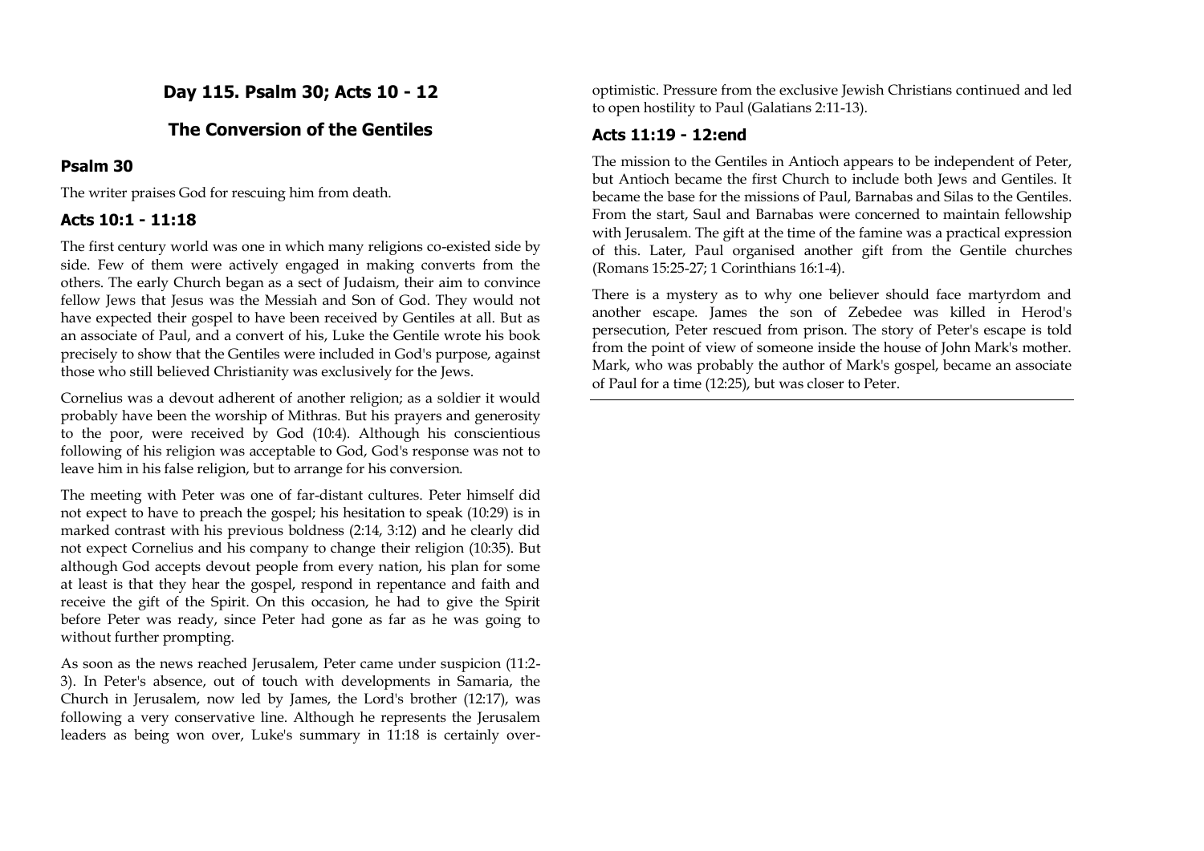# Day 115. Psalm 30; Acts 10 - 12

## The Conversion of the Gentiles

### Psalm 30

The writer praises God for rescuing him from death.

### Acts 10:1 - 11:18

The first century world was one in which many religions co-existed side by side. Few of them were actively engaged in making converts from the others. The early Church began as a sect of Judaism, their aim to convince fellow Jews that Jesus was the Messiah and Son of God. They would not have expected their gospel to have been received by Gentiles at all. But as an associate of Paul, and a convert of his, Luke the Gentile wrote his book precisely to show that the Gentiles were included in God's purpose, against those who still believed Christianity was exclusively for the Jews.

Cornelius was a devout adherent of another religion; as a soldier it would probably have been the worship of Mithras. But his prayers and generosity to the poor, were received by God (10:4). Although his conscientious following of his religion was acceptable to God, God's response was not to leave him in his false religion, but to arrange for his conversion.

The meeting with Peter was one of far-distant cultures. Peter himself did not expect to have to preach the gospel; his hesitation to speak (10:29) is in marked contrast with his previous boldness (2:14, 3:12) and he clearly did not expect Cornelius and his company to change their religion (10:35). But although God accepts devout people from every nation, his plan for some at least is that they hear the gospel, respond in repentance and faith and receive the gift of the Spirit. On this occasion, he had to give the Spirit before Peter was ready, since Peter had gone as far as he was going to without further prompting.

As soon as the news reached Jerusalem, Peter came under suspicion (11:2-3). In Peter's absence, out of touch with developments in Samaria, the Church in Jerusalem, now led by James, the Lord's brother (12:17), was following a very conservative line. Although he represents the Jerusalem leaders as being won over, Luke's summary in 11:18 is certainly over-optimistic. Pressure from the exclusive Jewish Christians continued and led to open hostility to Paul (Galatians 2:11-13).

### Acts 11:19 - 12:end

The mission to the Gentiles in Antioch appears to be independent of Peter, but Antioch became the first Church to include both Jews and Gentiles. It became the base for the missions of Paul, Barnabas and Silas to the Gentiles. From the start, Saul and Barnabas were concerned to maintain fellowship with Jerusalem. The gift at the time of the famine was a practical expression of this. Later, Paul organised another gift from the Gentile churches (Romans 15:25-27; 1 Corinthians 16:1-4).

There is a mystery as to why one believer should face martyrdom and another escape. James the son of Zebedee was killed in Herod's persecution, Peter rescued from prison. The story of Peter's escape is told from the point of view of someone inside the house of John Mark's mother. Mark, who was probably the author of Mark's gospel, became an associate of Paul for a time (12:25), but was closer to Peter.